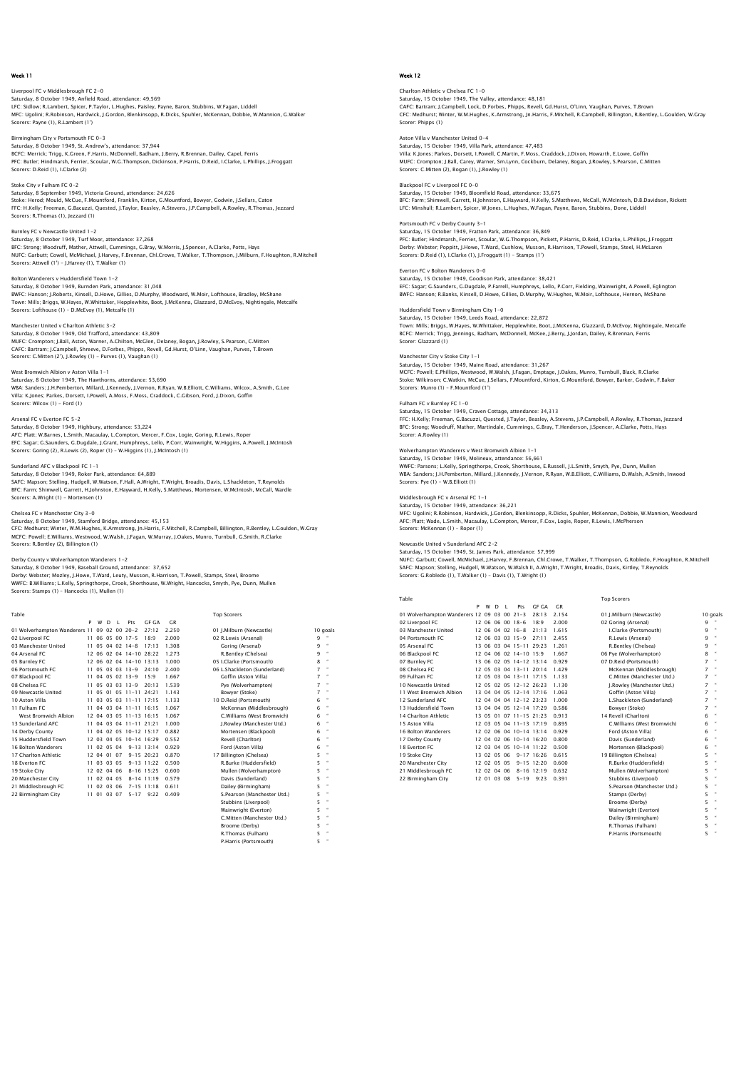# Week 11

Liverpool FC v Middlesbrough FC 2–0
Saturday, 8 October 1949, Anfield Road, attendance: 49,569
LFC: Sidlow; R.Lambert, Spicer, P.Taylor, L.Hughes, Paisley, Payne, Baron, Stubbins, W.Fagan, Liddell
MFC: Ugolini; R.Robinson, Hardwick, J.Gordon, Blenkinsopp, R.Dicks, Spuhler, McKennan, Dobbie, W.Mannion, G.Walker
Scorers: Payne (1), R.Lambert (1')

Birmingham City v Portsmouth FC 0–3
Saturday, 8 October 1949, St. Andrew's, attendance: 37,944
BCFC: Merrick; Trigg, K.Green, F.Harris, McDonnell, Badham, J.Berry, R.Brennan, Dailey, Capel, Ferris
PFC: Butler; Hindmarsh, Ferrier, Scoular, W.G.Thompson, Dickinson, P.Harris, D.Reid, I.Clarke, L.Phillips, J.Froggatt
Scorers: D.Reid (1), I.Clarke (2)

Stoke City v Fulham FC 0–2
Saturday, 8 September 1949, Victoria Ground, attendance: 24,626
Stoke: Herod; Mould, McCue, F.Mountford, Franklin, Kirton, G.Mountford, Bowyer, Godwin, J.Sellars, Caton
FFC: H.Kelly; Freeman, G.Bacuzzi, Quested, J.Taylor, Beasley, A.Stevens, J.P.Campbell, A.Rowley, R.Thomas, Jezzard
Scorers: R.Thomas (1), Jezzard (1)

Burnley FC v Newcastle United 1–2
Saturday, 8 October 1949, Turf Moor, attendance: 37,268
BFC: Strong; Woodruff, Mather, Attwell, Cummings, G.Bray, W.Morris, J.Spencer, A.Clarke, Potts, Hays
NUFC: Garbutt; Cowell, McMichael, J.Harvey, F.Brennan, Chl.Crowe, T.Walker, T.Thompson, J.Milburn, F.Houghton, R.Mitchell
Scorers: Attwell (1') – J.Harvey (1), T.Walker (1)

Bolton Wanderers v Huddersfield Town 1–2
Saturday, 8 October 1949, Burnden Park, attendance: 31,048
BWFC: Hanson; J.Roberts, Kinsell, D.Howe, Gillies, D.Murphy, Woodward, W.Moir, Lofthouse, Bradley, McShane
Town: Mills; Briggs, W.Hayes, W.Whittaker, Hepplewhite, Boot, J.McKenna, Glazzard, D.McEvoy, Nightingale, Metcalfe
Scorers: Lofthouse (1) – D.McEvoy (1), Metcalfe (1)

Manchester United v Charlton Athletic 3–2
Saturday, 8 October 1949, Old Trafford, attendance: 43,809
MUFC: Crompton; J.Ball, Aston, Warner, A.Chilton, McGlen, Delaney, Bogan, J.Rowley, S.Pearson, C.Mitten
CAFC: Bartram; J.Campbell, Shreeve, D.Forbes, Phipps, Revell, Gd.Hurst, O'Linn, Vaughan, Purves, T.Brown
Scorers: C.Mitten (2'), J.Rowley (1) – Purves (1), Vaughan (1)

West Bromwich Albion v Aston Villa 1–1
Saturday, 8 October 1949, The Hawthorns, attendance: 53,690
WBA: Sanders; J.H.Pemberton, Millard, J.Kennedy, J.Vernon, R.Ryan, W.B.Elliott, C.Williams, Wilcox, A.Smith, G.Lee
Villa: K.Jones; Parkes, Dorsett, I.Powell, A.Moss, F.Moss, Craddock, C.Gibson, Ford, J.Dixon, Goffin
Scorers: Wilcox (1) – Ford (1)

Arsenal FC v Everton FC 5–2
Saturday, 8 October 1949, Highbury, attendance: 53,224
AFC: Platt; W.Barnes, L.Smith, Macaulay, L.Compton, Mercer, F.Cox, Logie, Goring, R.Lewis, Roper
EFC: Sagar; G.Saunders, G.Dugdale, J.Grant, Humphreys, Lello, P.Corr, Wainwright, W.Higgins, A.Powell, J.McIntosh
Scorers: Goring (2), R.Lewis (2), Roper (1) – W.Higgins (1), J.McIntosh (1)

Sunderland AFC v Blackpool FC 1–1
Saturday, 8 October 1949, Roker Park, attendance: 64,889
SAFC: Mapson; Stelling, Hudgell, W.Watson, F.Hall, A.Wright, T.Wright, Broadis, Davis, L.Shackleton, T.Reynolds
BFC: Farm; Shimwell, Garrett, H.Johnston, E.Hayward, H.Kelly, S.Matthews, Mortensen, W.McIntosh, McCall, Wardle
Scorers: A.Wright (1) – Mortensen (1)

Chelsea FC v Manchester City 3–0
Saturday, 8 October 1949, Stamford Bridge, attendance: 45,153
CFC: Medhurst; Winter, W.M.Hughes, K.Armstrong, Jn.Harris, F.Mitchell, R.Campbell, Billington, R.Bentley, L.Goulden, W.Gray
MCFC: Powell; E.Williams, Westwood, W.Walsh, J.Fagan, W.Murray, J.Oakes, Munro, Turnbull, G.Smith, R.Clarke
Scorers: R.Bentley (2), Billington (1)

Derby County v Wolverhampton Wanderers 1–2
Saturday, 8 October 1949, Baseball Ground, attendance: 37,652
Derby: Webster; Mozley, J.Howe, T.Ward, Leuty, Musson, R.Harrison, T.Powell, Stamps, Steel, Broome
WWFC: B.Williams; L.Kelly, Springthorpe, Crook, Shorthouse, W.Wright, Hancocks, Smyth, Pye, Dunn, Mullen
Scorers: Stamps (1) – Hancocks (1), Mullen (1)

Table

| | P | W | D | L | Pts | GF GA | GR |
|---|---|---|---|---|---|---|---|
| 01 Wolverhampton Wanderers | 11 | 09 | 02 | 00 | 20–2 | 27:12 | 2.250 |
| 02 Liverpool FC | 11 | 06 | 05 | 00 | 17–5 | 18:9 | 2.000 |
| 03 Manchester United | 11 | 05 | 04 | 02 | 14–8 | 17:13 | 1.308 |
| 04 Arsenal FC | 12 | 06 | 02 | 04 | 14–10 | 28:22 | 1.273 |
| 05 Burnley FC | 12 | 06 | 02 | 04 | 14–10 | 13:13 | 1.000 |
| 06 Portsmouth FC | 11 | 05 | 03 | 03 | 13–9 | 24:10 | 2.400 |
| 07 Blackpool FC | 11 | 04 | 05 | 02 | 13–9 | 15:9 | 1.667 |
| 08 Chelsea FC | 11 | 05 | 03 | 03 | 13–9 | 20:13 | 1.539 |
| 09 Newcastle United | 11 | 05 | 01 | 05 | 11–11 | 24:21 | 1.143 |
| 10 Aston Villa | 11 | 03 | 05 | 03 | 11–11 | 17:15 | 1.133 |
| 11 Fulham FC | 11 | 04 | 03 | 04 | 11–11 | 16:15 | 1.067 |
| West Bromwich Albion | 12 | 04 | 03 | 05 | 11–13 | 16:15 | 1.067 |
| 13 Sunderland AFC | 11 | 04 | 03 | 04 | 11–11 | 21:21 | 1.000 |
| 14 Derby County | 11 | 04 | 02 | 05 | 10–12 | 15:17 | 0.882 |
| 15 Huddersfield Town | 12 | 03 | 04 | 05 | 10–14 | 16:29 | 0.552 |
| 16 Bolton Wanderers | 11 | 02 | 05 | 04 | 9–13 | 13:14 | 0.929 |
| 17 Charlton Athletic | 12 | 04 | 01 | 07 | 9–15 | 20:23 | 0.870 |
| 18 Everton FC | 11 | 03 | 03 | 05 | 9–13 | 11:22 | 0.500 |
| 19 Stoke City | 12 | 02 | 04 | 06 | 8–16 | 15:25 | 0.600 |
| 20 Manchester City | 11 | 02 | 04 | 05 | 8–14 | 11:19 | 0.579 |
| 21 Middlesbrough FC | 11 | 02 | 03 | 06 | 7–15 | 11:18 | 0.611 |
| 22 Birmingham City | 11 | 01 | 03 | 07 | 5–17 | 9:22 | 0.409 |

Top Scorers

| | |
|---|---|
| 01 J.Milburn (Newcastle) | 10 goals |
| 02 R.Lewis (Arsenal) | 9 " |
| Goring (Arsenal) | 9 " |
| R.Bentley (Chelsea) | 9 " |
| 05 I.Clarke (Portsmouth) | 8 " |
| 06 L.Shackleton (Sunderland) | 7 " |
| Goffin (Aston Villa) | 7 " |
| Pye (Wolverhampton) | 7 " |
| Bowyer (Stoke) | 7 " |
| 10 D.Reid (Portsmouth) | 6 " |
| McKennan (Middlesbrough) | 6 " |
| C.Williams (West Bromwich) | 6 " |
| J.Rowley (Manchester Utd.) | 6 " |
| Mortensen (Blackpool) | 6 " |
| Revell (Charlton) | 6 " |
| Ford (Aston Villa) | 6 " |
| 17 Billington (Chelsea) | 5 " |
| R.Burke (Huddersfield) | 5 " |
| Mullen (Wolverhampton) | 5 " |
| Davis (Sunderland) | 5 " |
| Dailey (Birmingham) | 5 " |
| S.Pearson (Manchester Utd.) | 5 " |
| Stubbins (Liverpool) | 5 " |
| Wainwright (Everton) | 5 " |
| C.Mitten (Manchester Utd.) | 5 " |
| Broome (Derby) | 5 " |
| R.Thomas (Fulham) | 5 " |
| P.Harris (Portsmouth) | 5 " |

# Week 12

Charlton Athletic v Chelsea FC 1–0
Saturday, 15 October 1949, The Valley, attendance: 48,181
CAFC: Bartram; J.Campbell, Lock, D.Forbes, Phipps, Revell, Gd.Hurst, O'Linn, Vaughan, Purves, T.Brown
CFC: Medhurst; Winter, W.M.Hughes, K.Armstrong, Jn.Harris, F.Mitchell, R.Campbell, Billington, R.Bentley, L.Goulden, W.Gray
Scorer: Phipps (1)

Aston Villa v Manchester United 0–4
Saturday, 15 October 1949, Villa Park, attendance: 47,483
Villa: K.Jones; Parkes, Dorsett, I.Powell, C.Martin, F.Moss, Craddock, J.Dixon, Howarth, E.Lowe, Goffin
MUFC: Crompton; J.Ball, Carey, Warner, Sm.Lynn, Cockburn, Delaney, Bogan, J.Rowley, S.Pearson, C.Mitten
Scorers: C.Mitten (2), Bogan (1), J.Rowley (1)

Blackpool FC v Liverpool FC 0–0
Saturday, 15 October 1949, Bloomfield Road, attendance: 33,675
BFC: Farm; Shimwell, Garrett, H.Johnston, E.Hayward, H.Kelly, S.Matthews, McCall, W.McIntosh, D.B.Davidson, Rickett
LFC: Minshull; R.Lambert, Spicer, W.Jones, L.Hughes, W.Fagan, Payne, Baron, Stubbins, Done, Liddell

Portsmouth FC v Derby County 3–1
Saturday, 15 October 1949, Fratton Park, attendance: 36,849
PFC: Butler; Hindmarsh, Ferrier, Scoular, W.G.Thompson, Pickett, P.Harris, D.Reid, I.Clarke, L.Phillips, J.Froggatt
Derby: Webster; Poppitt, J.Howe, T.Ward, Cushlow, Musson, R.Harrison, T.Powell, Stamps, Steel, H.McLaren
Scorers: D.Reid (1), I.Clarke (1), J.Froggatt (1) – Stamps (1')

Everton FC v Bolton Wanderers 0–0
Saturday, 15 October 1949, Goodison Park, attendance: 38,421
EFC: Sagar; G.Saunders, G.Dugdale, P.Farrell, Humphreys, Lello, P.Corr, Fielding, Wainwright, A.Powell, Eglington
BWFC: Hanson; R.Banks, Kinsell, D.Howe, Gillies, D.Murphy, W.Hughes, W.Moir, Lofthouse, Hernon, McShane

Huddersfield Town v Birmingham City 1–0
Saturday, 15 October 1949, Leeds Road, attendance: 22,872
Town: Mills; Briggs, W.Hayes, W.Whittaker, Hepplewhite, Boot, J.McKenna, Glazzard, D.McEvoy, Nightingale, Metcalfe
BCFC: Merrick; Trigg, Jennings, Badham, McDonnell, McKee, J.Berry, J.Jordan, Dailey, R.Brennan, Ferris
Scorer: Glazzard (1)

Manchester City v Stoke City 1–1
Saturday, 15 October 1949, Maine Road, attendance: 31,267
MCFC: Powell; E.Phillips, Westwood, W.Walsh, J.Fagan, Emptage, J.Oakes, Munro, Turnbull, Black, R.Clarke
Stoke: Wilkinson; C.Watkin, McCue, J.Sellars, F.Mountford, Kirton, G.Mountford, Bowyer, Barker, Godwin, F.Baker
Scorers: Munro (1) – F.Mountford (1')

Fulham FC v Burnley FC 1–0
Saturday, 15 October 1949, Craven Cottage, attendance: 34,313
FFC: H.Kelly; Freeman, G.Bacuzzi, Quested, J.Taylor, Beasley, A.Stevens, J.P.Campbell, A.Rowley, R.Thomas, Jezzard
BFC: Strong; Woodruff, Mather, Martindale, Cummings, G.Bray, T.Henderson, J.Spencer, A.Clarke, Potts, Hays
Scorer: A.Rowley (1)

Wolverhampton Wanderers v West Bromwich Albion 1–1
Saturday, 15 October 1949, Molineux, attendance: 56,661
WWFC: Parsons; L.Kelly, Springthorpe, Crook, Shorthouse, E.Russell, J.L.Smith, Smyth, Pye, Dunn, Mullen
WBA: Sanders; J.H.Pemberton, Millard, J.Kennedy, J.Vernon, R.Ryan, W.B.Elliott, C.Williams, D.Walsh, A.Smith, Inwood
Scorers: Pye (1) – W.B.Elliott (1)

Middlesbrough FC v Arsenal FC 1–1
Saturday, 15 October 1949, attendance: 36,221
MFC: Ugolini; R.Robinson, Hardwick, J.Gordon, Blenkinsopp, R.Dicks, Spuhler, McKennan, Dobbie, W.Mannion, Woodward
AFC: Platt; Wade, L.Smith, Macaulay, L.Compton, Mercer, F.Cox, Logie, Roper, R.Lewis, I.McPherson
Scorers: McKennan (1) – Roper (1)

Newcastle United v Sunderland AFC 2–2
Saturday, 15 October 1949, St. James Park, attendance: 57,999
NUFC: Garbutt; Cowell, McMichael, J.Harvey, F.Brennan, Chl.Crowe, T.Walker, T.Thompson, G.Robledo, F.Houghton, R.Mitchell
SAFC: Mapson; Stelling, Hudgell, W.Watson, W.Walsh II, A.Wright, T.Wright, Broadis, Davis, Kirtley, T.Reynolds
Scorers: G.Robledo (1), T.Walker (1) – Davis (1), T.Wright (1)

Table

| | P | W | D | L | Pts | GF GA | GR |
|---|---|---|---|---|---|---|---|
| 01 Wolverhampton Wanderers | 12 | 09 | 03 | 00 | 21–3 | 28:13 | 2.154 |
| 02 Liverpool FC | 12 | 06 | 06 | 00 | 18–6 | 18:9 | 2.000 |
| 03 Manchester United | 12 | 06 | 04 | 02 | 16–8 | 21:13 | 1.615 |
| 04 Portsmouth FC | 12 | 06 | 03 | 03 | 15–9 | 27:11 | 2.455 |
| 05 Arsenal FC | 13 | 06 | 03 | 04 | 15–11 | 29:23 | 1.261 |
| 06 Blackpool FC | 12 | 04 | 06 | 02 | 14–10 | 15:9 | 1.667 |
| 07 Burnley FC | 13 | 06 | 02 | 05 | 14–12 | 13:14 | 0.929 |
| 08 Chelsea FC | 12 | 05 | 03 | 04 | 13–11 | 20:14 | 1.429 |
| 09 Fulham FC | 12 | 05 | 03 | 04 | 13–11 | 17:15 | 1.133 |
| 10 Newcastle United | 12 | 05 | 02 | 05 | 12–12 | 26:23 | 1.130 |
| 11 West Bromwich Albion | 13 | 04 | 04 | 05 | 12–14 | 17:16 | 1.063 |
| 12 Sunderland AFC | 12 | 04 | 04 | 04 | 12–12 | 23:23 | 1.000 |
| 13 Huddersfield Town | 13 | 04 | 04 | 05 | 12–14 | 17:29 | 0.586 |
| 14 Charlton Athletic | 13 | 05 | 01 | 07 | 11–15 | 21:23 | 0.913 |
| 15 Aston Villa | 12 | 03 | 05 | 04 | 11–13 | 17:19 | 0.895 |
| 16 Bolton Wanderers | 12 | 02 | 06 | 04 | 10–14 | 13:14 | 0.929 |
| 17 Derby County | 12 | 04 | 02 | 06 | 10–14 | 16:20 | 0.800 |
| 18 Everton FC | 12 | 03 | 04 | 05 | 10–14 | 11:22 | 0.500 |
| 19 Stoke City | 13 | 02 | 05 | 06 | 9–17 | 16:26 | 0.615 |
| 20 Manchester City | 12 | 02 | 05 | 05 | 9–15 | 12:20 | 0.600 |
| 21 Middlesbrough FC | 12 | 02 | 04 | 06 | 8–16 | 12:19 | 0.632 |
| 22 Birmingham City | 12 | 01 | 03 | 08 | 5–19 | 9:23 | 0.391 |

Top Scorers

| | |
|---|---|
| 01 J.Milburn (Newcastle) | 10 goals |
| 02 Goring (Arsenal) | 9 " |
| I.Clarke (Portsmouth) | 9 " |
| R.Lewis (Arsenal) | 9 " |
| R.Bentley (Chelsea) | 9 " |
| 06 Pye (Wolverhampton) | 8 " |
| 07 D.Reid (Portsmouth) | 7 " |
| McKennan (Middlesbrough) | 7 " |
| C.Mitten (Manchester Utd.) | 7 " |
| J.Rowley (Manchester Utd.) | 7 " |
| Goffin (Aston Villa) | 7 " |
| L.Shackleton (Sunderland) | 7 " |
| Bowyer (Stoke) | 7 " |
| 14 Revell (Charlton) | 6 " |
| C.Williams (West Bromwich) | 6 " |
| Ford (Aston Villa) | 6 " |
| Davis (Sunderland) | 6 " |
| Mortensen (Blackpool) | 6 " |
| 19 Billington (Chelsea) | 5 " |
| R.Burke (Huddersfield) | 5 " |
| Mullen (Wolverhampton) | 5 " |
| Stubbins (Liverpool) | 5 " |
| S.Pearson (Manchester Utd.) | 5 " |
| Stamps (Derby) | 5 " |
| Broome (Derby) | 5 " |
| Wainwright (Everton) | 5 " |
| Dailey (Birmingham) | 5 " |
| R.Thomas (Fulham) | 5 " |
| P.Harris (Portsmouth) | 5 " |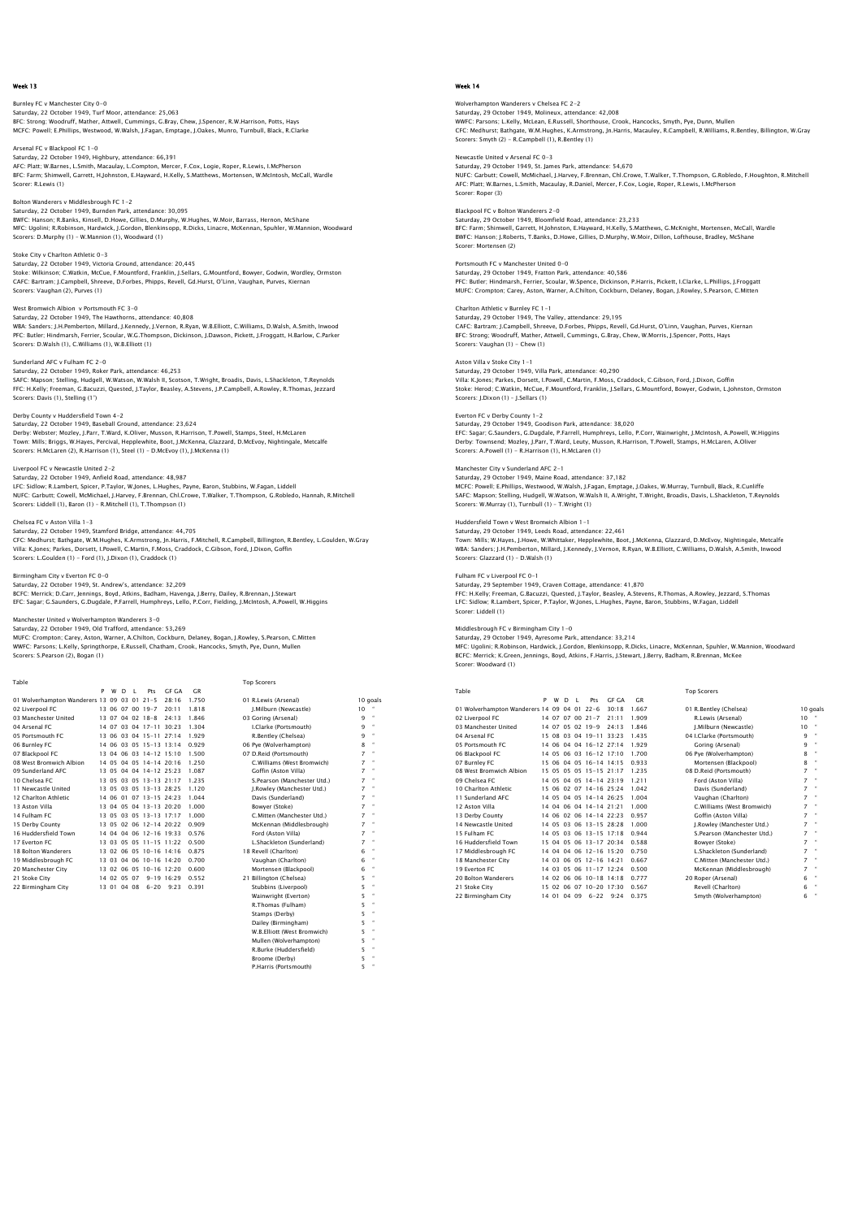## Week 13

Burnley FC v Manchester City 0-0
Saturday, 22 October 1949, Turf Moor, attendance: 25,063
BFC: Strong; Woodruff, Mather, Attwell, Cummings, G.Bray, Chew, J.Spencer, R.W.Harrison, Potts, Hays
MCFC: Powell; E.Phillips, Westwood, W.Walsh, J.Fagan, Emptage, J.Oakes, Munro, Turnbull, Black, R.Clarke

Arsenal FC v Blackpool FC 1-0
Saturday, 22 October 1949, Highbury, attendance: 66,391
AFC: Platt; W.Barnes, L.Smith, Macaulay, L.Compton, Mercer, F.Cox, Logie, Roper, R.Lewis, I.McPherson
BFC: Farm; Shimwell, Garrett, H.Johnston, E.Hayward, H.Kelly, S.Matthews, Mortensen, W.McIntosh, McCall, Wardle
Scorer: R.Lewis (1)

Bolton Wanderers v Middlesbrough FC 1-2
Saturday, 22 October 1949, Burnden Park, attendance: 30,095
BWFC: Hanson; R.Banks, Kinsell, D.Howe, Gillies, D.Murphy, W.Hughes, W.Moir, Barrass, Hernon, McShane
MFC: Ugolini; R.Robinson, Hardwick, J.Gordon, Blenkinsopp, R.Dicks, Linacre, McKennan, Spuhler, W.Mannion, Woodward
Scorers: D.Murphy (1) – W.Mannion (1), Woodward (1)

Stoke City v Charlton Athletic 0-3
Saturday, 22 October 1949, Victoria Ground, attendance: 20,445
Stoke: Wilkinson; C.Watkin, McCue, F.Mountford, Franklin, J.Sellars, G.Mountford, Bowyer, Godwin, Wordley, Ormston
CAFC: Bartram; J.Campbell, Shreeve, D.Forbes, Phipps, Revell, Gd.Hurst, O'Linn, Vaughan, Purves, Kiernan
Scorers: Vaughan (2), Purves (1)

West Bromwich Albion v Portsmouth FC 3-0
Saturday, 22 October 1949, The Hawthorns, attendance: 40,808
WBA: Sanders; J.H.Pemberton, Millard, J.Kennedy, J.Vernon, R.Ryan, W.B.Elliott, C.Williams, D.Walsh, A.Smith, Inwood
PFC: Butler; Hindmarsh, Ferrier, Scoular, W.G.Thompson, Dickinson, J.Dawson, Pickett, J.Froggatt, H.Barlow, C.Parker
Scorers: D.Walsh (1), C.Williams (1), W.B.Elliott (1)

Sunderland AFC v Fulham FC 2-0
Saturday, 22 October 1949, Roker Park, attendance: 46,253
SAFC: Mapson; Stelling, Hudgell, W.Watson, W.Walsh II, Scotson, T.Wright, Broadis, Davis, L.Shackleton, T.Reynolds
FFC: H.Kelly; Freeman, G.Bacuzzi, Quested, J.Taylor, Beasley, A.Stevens, J.P.Campbell, A.Rowley, R.Thomas, Jezzard
Scorers: Davis (1), Stelling (1')

Derby County v Huddersfield Town 4-2
Saturday, 22 October 1949, Baseball Ground, attendance: 23,624
Derby: Webster; Mozley, J.Parr, T.Ward, K.Oliver, Musson, R.Harrison, T.Powell, Stamps, Steel, H.McLaren
Town: Mills; Briggs, W.Hayes, Percival, Hepplewhite, Boot, J.McKenna, Glazzard, D.McEvoy, Nightingale, Metcalfe
Scorers: H.McLaren (2), R.Harrison (1), Steel (1) – D.McEvoy (1), J.McKenna (1)

Liverpool FC v Newcastle United 2-2
Saturday, 22 October 1949, Anfield Road, attendance: 48,987
LFC: Sidlow; R.Lambert, Spicer, P.Taylor, W.Jones, L.Hughes, Payne, Baron, Stubbins, W.Fagan, Liddell
NUFC: Garbutt; Cowell, McMichael, J.Harvey, F.Brennan, Chl.Crowe, T.Walker, T.Thompson, G.Robledo, Hannah, R.Mitchell
Scorers: Liddell (1), Baron (1) – R.Mitchell (1), T.Thompson (1)

Chelsea FC v Aston Villa 1-3
Saturday, 22 October 1949, Stamford Bridge, attendance: 44,705
CFC: Medhurst; Bathgate, W.M.Hughes, K.Armstrong, Jn.Harris, F.Mitchell, R.Campbell, Billington, R.Bentley, L.Goulden, W.Gray
Villa: K.Jones; Parkes, Dorsett, I.Powell, C.Martin, F.Moss, Craddock, C.Gibson, Ford, J.Dixon, Goffin
Scorers: L.Goulden (1) – Ford (1), J.Dixon (1), Craddock (1)

Birmingham City v Everton FC 0-0
Saturday, 22 October 1949, St. Andrew's, attendance: 32,209
BCFC: Merrick; D.Carr, Jennings, Boyd, Atkins, Badham, Havenga, J.Berry, Dailey, R.Brennan, J.Stewart
EFC: Sagar; G.Saunders, G.Dugdale, P.Farrell, Humphreys, Lello, P.Corr, Fielding, J.McIntosh, A.Powell, W.Higgins

Manchester United v Wolverhampton Wanderers 3-0
Saturday, 22 October 1949, Old Trafford, attendance: 53,269
MUFC: Crompton; Carey, Aston, Warner, A.Chilton, Cockburn, Delaney, Bogan, J.Rowley, S.Pearson, C.Mitten
WWFC: Parsons; L.Kelly, Springthorpe, E.Russell, Chatham, Crook, Hancocks, Smyth, Pye, Dunn, Mullen
Scorers: S.Pearson (2), Bogan (1)

Table

| | P | W | D | L | Pts | GF GA | GR |
|---|---|---|---|---|---|---|---|
| 01 Wolverhampton Wanderers | 13 | 09 | 03 | 01 | 21-5 | 28:16 | 1.750 |
| 02 Liverpool FC | 13 | 06 | 07 | 00 | 19-7 | 20:11 | 1.818 |
| 03 Manchester United | 13 | 07 | 04 | 02 | 18-8 | 24:13 | 1.846 |
| 04 Arsenal FC | 14 | 07 | 03 | 04 | 17-11 | 30:23 | 1.304 |
| 05 Portsmouth FC | 13 | 06 | 03 | 04 | 15-11 | 27:14 | 1.929 |
| 06 Burnley FC | 14 | 06 | 03 | 05 | 15-13 | 13:14 | 0.929 |
| 07 Blackpool FC | 13 | 04 | 06 | 03 | 14-12 | 15:10 | 1.500 |
| 08 West Bromwich Albion | 14 | 05 | 04 | 05 | 14-14 | 20:16 | 1.250 |
| 09 Sunderland AFC | 13 | 05 | 04 | 04 | 14-12 | 25:23 | 1.087 |
| 10 Chelsea FC | 13 | 05 | 03 | 05 | 13-13 | 21:17 | 1.235 |
| 11 Newcastle United | 13 | 05 | 03 | 05 | 13-13 | 28:25 | 1.120 |
| 12 Charlton Athletic | 14 | 06 | 01 | 07 | 13-15 | 24:23 | 1.044 |
| 13 Aston Villa | 13 | 04 | 05 | 04 | 13-13 | 20:20 | 1.000 |
| 14 Fulham FC | 13 | 05 | 03 | 05 | 13-13 | 17:17 | 1.000 |
| 15 Derby County | 13 | 05 | 02 | 06 | 12-14 | 20:22 | 0.909 |
| 16 Huddersfield Town | 14 | 04 | 04 | 06 | 12-16 | 19:33 | 0.576 |
| 17 Everton FC | 13 | 03 | 05 | 05 | 11-15 | 11:22 | 0.500 |
| 18 Bolton Wanderers | 13 | 02 | 06 | 05 | 10-16 | 14:16 | 0.875 |
| 19 Middlesbrough FC | 13 | 03 | 04 | 06 | 10-16 | 14:20 | 0.700 |
| 20 Manchester City | 13 | 02 | 06 | 05 | 10-16 | 12:20 | 0.600 |
| 21 Stoke City | 14 | 02 | 05 | 07 | 9-19 | 16:29 | 0.552 |
| 22 Birmingham City | 13 | 01 | 04 | 08 | 6-20 | 9:23 | 0.391 |

Top Scorers

| | |
|---|---|
| 01 R.Lewis (Arsenal) | 10 goals |
| J.Milburn (Newcastle) | 10 " |
| 03 Goring (Arsenal) | 9 " |
| I.Clarke (Portsmouth) | 9 " |
| R.Bentley (Chelsea) | 9 " |
| 06 Pye (Wolverhampton) | 8 " |
| 07 D.Reid (Portsmouth) | 7 " |
| C.Williams (West Bromwich) | 7 " |
| Goffin (Aston Villa) | 7 " |
| S.Pearson (Manchester Utd.) | 7 " |
| J.Rowley (Manchester Utd.) | 7 " |
| Davis (Sunderland) | 7 " |
| Bowyer (Stoke) | 7 " |
| C.Mitten (Manchester Utd.) | 7 " |
| McKennan (Middlesbrough) | 7 " |
| Ford (Aston Villa) | 7 " |
| L.Shackleton (Sunderland) | 7 " |
| 18 Revell (Charlton) | 6 " |
| Vaughan (Charlton) | 6 " |
| Mortensen (Blackpool) | 6 " |
| 21 Billington (Chelsea) | 5 " |
| Stubbins (Liverpool) | 5 " |
| Wainwright (Everton) | 5 " |
| R.Thomas (Fulham) | 5 " |
| Stamps (Derby) | 5 " |
| Dailey (Birmingham) | 5 " |
| W.B.Elliott (West Bromwich) | 5 " |
| Mullen (Wolverhampton) | 5 " |
| R.Burke (Huddersfield) | 5 " |
| Broome (Derby) | 5 " |
| P.Harris (Portsmouth) | 5 " |

## Week 14

Wolverhampton Wanderers v Chelsea FC 2-2
Saturday, 29 October 1949, Molineux, attendance: 42,008
WWFC: Parsons; L.Kelly, McLean, E.Russell, Shorthouse, Crook, Hancocks, Smyth, Pye, Dunn, Mullen
CFC: Medhurst; Bathgate, W.M.Hughes, K.Armstrong, Jn.Harris, Macauley, R.Campbell, R.Williams, R.Bentley, Billington, W.Gray
Scorers: Smyth (2) – R.Campbell (1), R.Bentley (1)

Newcastle United v Arsenal FC 0-3
Saturday, 29 October 1949, St. James Park, attendance: 54,670
NUFC: Garbutt; Cowell, McMichael, J.Harvey, F.Brennan, Chl.Crowe, T.Walker, T.Thompson, G.Robledo, F.Houghton, R.Mitchell
AFC: Platt; W.Barnes, L.Smith, Macaulay, R.Daniel, Mercer, F.Cox, Logie, Roper, R.Lewis, I.McPherson
Scorer: Roper (3)

Blackpool FC v Bolton Wanderers 2-0
Saturday, 29 October 1949, Bloomfield Road, attendance: 23,233
BFC: Farm; Shimwell, Garrett, H.Johnston, E.Hayward, H.Kelly, S.Matthews, G.McKnight, Mortensen, McCall, Wardle
BWFC: Hanson; J.Roberts, T.Banks, D.Howe, Gillies, D.Murphy, W.Moir, Dillon, Lofthouse, Bradley, McShane
Scorer: Mortensen (2)

Portsmouth FC v Manchester United 0-0
Saturday, 29 October 1949, Fratton Park, attendance: 40,586
PFC: Butler; Hindmarsh, Ferrier, Scoular, W.Spence, Dickinson, P.Harris, Pickett, I.Clarke, L.Phillips, J.Froggatt
MUFC: Crompton; Carey, Aston, Warner, A.Chilton, Cockburn, Delaney, Bogan, J.Rowley, S.Pearson, C.Mitten

Charlton Athletic v Burnley FC 1-1
Saturday, 29 October 1949, The Valley, attendance: 29,195
CAFC: Bartram; J.Campbell, Shreeve, D.Forbes, Phipps, Revell, Gd.Hurst, O'Linn, Vaughan, Purves, Kiernan
BFC: Strong; Woodruff, Mather, Attwell, Cummings, G.Bray, Chew, W.Morris, J.Spencer, Potts, Hays
Scorers: Vaughan (1) – Chew (1)

Aston Villa v Stoke City 1-1
Saturday, 29 October 1949, Villa Park, attendance: 40,290
Villa: K.Jones; Parkes, Dorsett, I.Powell, C.Martin, F.Moss, Craddock, C.Gibson, Ford, J.Dixon, Goffin
Stoke: Herod; C.Watkin, McCue, F.Mountford, Franklin, J.Sellars, G.Mountford, Bowyer, Godwin, L.Johnston, Ormston
Scorers: J.Dixon (1) – J.Sellars (1)

Everton FC v Derby County 1-2
Saturday, 29 October 1949, Goodison Park, attendance: 38,020
EFC: Sagar; G.Saunders, G.Dugdale, P.Farrell, Humphreys, Lello, P.Corr, Wainwright, J.McIntosh, A.Powell, W.Higgins
Derby: Townsend; Mozley, J.Parr, T.Ward, Leuty, Musson, R.Harrison, T.Powell, Stamps, H.McLaren, A.Oliver
Scorers: A.Powell (1) – R.Harrison (1), H.McLaren (1)

Manchester City v Sunderland AFC 2-1
Saturday, 29 October 1949, Maine Road, attendance: 37,182
MCFC: Powell; E.Phillips, Westwood, W.Walsh, J.Fagan, Emptage, J.Oakes, W.Murray, Turnbull, Black, R.Cunliffe
SAFC: Mapson; Stelling, Hudgell, W.Watson, W.Walsh II, A.Wright, T.Wright, Broadis, Davis, L.Shackleton, T.Reynolds
Scorers: W.Murray (1), Turnbull (1) – T.Wright (1)

Huddersfield Town v West Bromwich Albion 1-1
Saturday, 29 October 1949, Leeds Road, attendance: 22,461
Town: Mills; W.Hayes, J.Howe, W.Whittaker, Hepplewhite, Boot, J.McKenna, Glazzard, D.McEvoy, Nightingale, Metcalfe
WBA: Sanders; J.H.Pemberton, Millard, J.Kennedy, J.Vernon, R.Ryan, W.B.Elliott, C.Williams, D.Walsh, A.Smith, Inwood
Scorers: Glazzard (1) – D.Walsh (1)

Fulham FC v Liverpool FC 0-1
Saturday, 29 September 1949, Craven Cottage, attendance: 41,870
FFC: H.Kelly; Freeman, G.Bacuzzi, Quested, J.Taylor, Beasley, A.Stevens, R.Thomas, A.Rowley, Jezzard, S.Thomas
LFC: Sidlow; R.Lambert, Spicer, P.Taylor, W.Jones, L.Hughes, Payne, Baron, Stubbins, W.Fagan, Liddell
Scorer: Liddell (1)

Middlesbrough FC v Birmingham City 1-0
Saturday, 29 October 1949, Ayresome Park, attendance: 33,214
MFC: Ugolini; R.Robinson, Hardwick, J.Gordon, Blenkinsopp, R.Dicks, Linacre, McKennan, Spuhler, W.Mannion, Woodward
BCFC: Merrick; K.Green, Jennings, Boyd, Atkins, F.Harris, J.Stewart, J.Berry, Badham, R.Brennan, McKee
Scorer: Woodward (1)

Table

| | P | W | D | L | Pts | GF GA | GR |
|---|---|---|---|---|---|---|---|
| 01 Wolverhampton Wanderers | 14 | 09 | 04 | 01 | 22-6 | 30:18 | 1.667 |
| 02 Liverpool FC | 14 | 07 | 07 | 00 | 21-7 | 21:11 | 1.909 |
| 03 Manchester United | 14 | 07 | 05 | 02 | 19-9 | 24:13 | 1.846 |
| 04 Arsenal FC | 15 | 08 | 03 | 04 | 19-11 | 33:23 | 1.435 |
| 05 Portsmouth FC | 14 | 06 | 04 | 04 | 16-12 | 27:14 | 1.929 |
| 06 Blackpool FC | 14 | 05 | 06 | 03 | 16-12 | 17:10 | 1.700 |
| 07 Burnley FC | 15 | 06 | 04 | 05 | 16-14 | 14:15 | 0.933 |
| 08 West Bromwich Albion | 15 | 05 | 05 | 05 | 15-15 | 21:17 | 1.235 |
| 09 Chelsea FC | 14 | 05 | 04 | 05 | 14-14 | 23:19 | 1.211 |
| 10 Charlton Athletic | 15 | 06 | 02 | 07 | 14-16 | 25:24 | 1.042 |
| 11 Sunderland AFC | 14 | 05 | 04 | 05 | 14-14 | 26:25 | 1.004 |
| 12 Aston Villa | 14 | 04 | 06 | 04 | 14-14 | 21:21 | 1.000 |
| 13 Derby County | 14 | 06 | 02 | 06 | 14-14 | 22:23 | 0.957 |
| 14 Newcastle United | 14 | 05 | 03 | 06 | 13-15 | 28:28 | 1.000 |
| 15 Fulham FC | 14 | 05 | 03 | 06 | 13-15 | 17:18 | 0.944 |
| 16 Huddersfield Town | 15 | 04 | 05 | 06 | 13-17 | 20:34 | 0.588 |
| 17 Middlesbrough FC | 14 | 04 | 04 | 06 | 12-16 | 15:20 | 0.750 |
| 18 Manchester City | 14 | 03 | 06 | 05 | 12-16 | 14:21 | 0.667 |
| 19 Everton FC | 14 | 03 | 05 | 06 | 11-17 | 12:24 | 0.500 |
| 20 Bolton Wanderers | 14 | 02 | 06 | 06 | 10-18 | 14:18 | 0.777 |
| 21 Stoke City | 15 | 02 | 06 | 07 | 10-20 | 17:30 | 0.567 |
| 22 Birmingham City | 14 | 01 | 04 | 09 | 6-22 | 9:24 | 0.375 |

Top Scorers

| | |
|---|---|
| 01 R.Bentley (Chelsea) | 10 goals |
| R.Lewis (Arsenal) | 10 " |
| J.Milburn (Newcastle) | 10 " |
| 04 I.Clarke (Portsmouth) | 9 " |
| Goring (Arsenal) | 9 " |
| 06 Pye (Wolverhampton) | 8 " |
| Mortensen (Blackpool) | 8 " |
| 08 D.Reid (Portsmouth) | 7 " |
| Ford (Aston Villa) | 7 " |
| Davis (Sunderland) | 7 " |
| Vaughan (Charlton) | 7 " |
| C.Williams (West Bromwich) | 7 " |
| Goffin (Aston Villa) | 7 " |
| J.Rowley (Manchester Utd.) | 7 " |
| S.Pearson (Manchester Utd.) | 7 " |
| Bowyer (Stoke) | 7 " |
| L.Shackleton (Sunderland) | 7 " |
| C.Mitten (Manchester Utd.) | 7 " |
| McKennan (Middlesbrough) | 7 " |
| 20 Roper (Arsenal) | 6 " |
| Revell (Charlton) | 6 " |
| Smyth (Wolverhampton) | 6 " |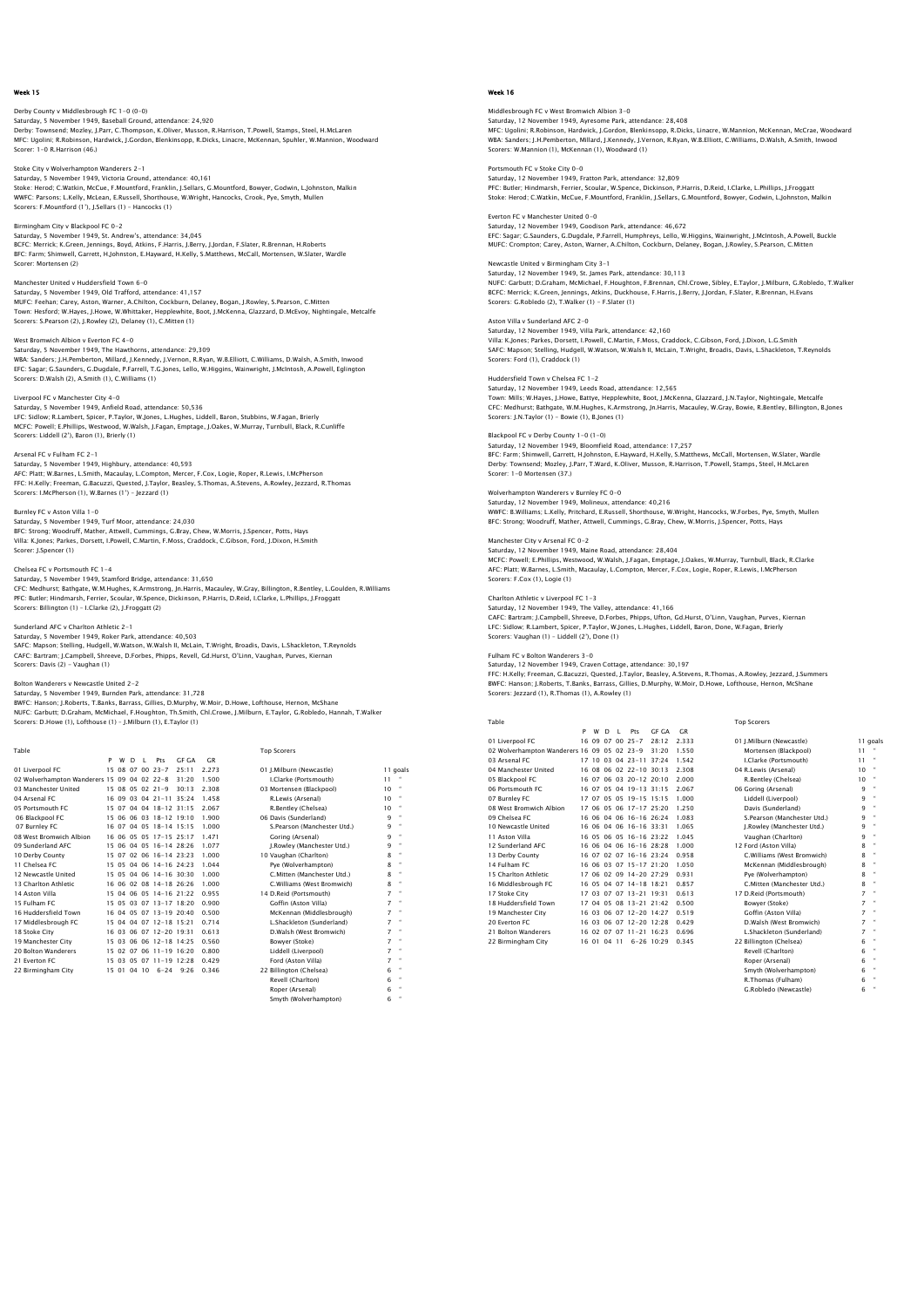## Week 15

Derby County v Middlesbrough FC 1-0 (0-0)
Saturday, 5 November 1949, Baseball Ground, attendance: 24,920
Derby: Townsend; Mozley, J.Parr, C.Thompson, K.Oliver, Musson, R.Harrison, T.Powell, Stamps, Steel, H.McLaren
MFC: Ugolini; R.Robinson, Hardwick, J.Gordon, Blenkinsopp, R.Dicks, Linacre, McKennan, Spuhler, W.Mannion, Woodward
Scorer: 1-0 R.Harrison (46.)

Stoke City v Wolverhampton Wanderers 2-1
Saturday, 5 November 1949, Victoria Ground, attendance: 40,161
Stoke: Herod; C.Watkin, McCue, F.Mountford, Franklin, J.Sellars, G.Mountford, Bowyer, Godwin, L.Johnston, Malkin
WWFC: Parsons; L.Kelly, McLean, E.Russell, Shorthouse, W.Wright, Hancocks, Crook, Pye, Smyth, Mullen
Scorers: F.Mountford (1'), J.Sellars (1) - Hancocks (1)

Birmingham City v Blackpool FC 0-2
Saturday, 5 November 1949, St. Andrew's, attendance: 34,045
BCFC: Merrick; K.Green, Jennings, Boyd, Atkins, F.Harris, J.Berry, J.Jordan, F.Slater, R.Brennan, H.Roberts
BFC: Farm; Shimwell, Garrett, H.Johnston, E.Hayward, H.Kelly, S.Matthews, McCall, Mortensen, W.Slater, Wardle
Scorer: Mortensen (2)

Manchester United v Huddersfield Town 6-0
Saturday, 5 November 1949, Old Trafford, attendance: 41,157
MUFC: Feehan; Carey, Aston, Warner, A.Chilton, Cockburn, Delaney, Bogan, J.Rowley, S.Pearson, C.Mitten
Town: Hesford; W.Hayes, J.Howe, W.Whittaker, Hepplewhite, Boot, J.McKenna, Glazzard, D.McEvoy, Nightingale, Metcalfe
Scorers: S.Pearson (2), J.Rowley (2), Delaney (1), C.Mitten (1)

West Bromwich Albion v Everton FC 4-0
Saturday, 5 November 1949, The Hawthorns, attendance: 29,309
WBA: Sanders; J.H.Pemberton, Millard, J.Kennedy, J.Vernon, R.Ryan, W.B.Elliott, C.Williams, D.Walsh, A.Smith, Inwood
EFC: Sagar; G.Saunders, G.Dugdale, P.Farrell, T.G.Jones, Lello, W.Higgins, Wainwright, J.McIntosh, A.Powell, Eglington
Scorers: D.Walsh (2), A.Smith (1), C.Williams (1)

Liverpool FC v Manchester City 4-0
Saturday, 5 November 1949, Anfield Road, attendance: 50,536
LFC: Sidlow; R.Lambert, Spicer, P.Taylor, W.Jones, L.Hughes, Liddell, Baron, Stubbins, W.Fagan, Brierly
MCFC: Powell; E.Phillips, Westwood, W.Walsh, J.Fagan, Emptage, J.Oakes, W.Murray, Turnbull, Black, R.Cunliffe
Scorers: Liddell (2'), Baron (1), Brierly (1)

Arsenal FC v Fulham FC 2-1
Saturday, 5 November 1949, Highbury, attendance: 40,593
AFC: Platt; W.Barnes, L.Smith, Macaulay, L.Compton, Mercer, F.Cox, Logie, Roper, R.Lewis, I.McPherson
FFC: H.Kelly; Freeman, G.Bacuzzi, Quested, J.Taylor, Beasley, S.Thomas, A.Stevens, A.Rowley, Jezzard, R.Thomas
Scorers: I.McPherson (1), W.Barnes (1') - Jezzard (1)

Burnley FC v Aston Villa 1-0
Saturday, 5 November 1949, Turf Moor, attendance: 24,030
BFC: Strong; Woodruff, Mather, Attwell, Cummings, G.Bray, Chew, W.Morris, J.Spencer, Potts, Hays
Villa: K.Jones; Parkes, Dorsett, I.Powell, C.Martin, F.Moss, Craddock, C.Gibson, Ford, J.Dixon, H.Smith
Scorer: J.Spencer (1)

Chelsea FC v Portsmouth FC 1-4
Saturday, 5 November 1949, Stamford Bridge, attendance: 31,650
CFC: Medhurst; Bathgate, W.M.Hughes, K.Armstrong, Jn.Harris, Macaulay, W.Gray, Billington, R.Bentley, L.Goulden, R.Williams
PFC: Butler; Hindmarsh, Ferrier, Scoular, W.Spence, Dickinson, P.Harris, D.Reid, I.Clarke, L.Phillips, J.Froggatt
Scorers: Billington (1) - I.Clarke (2), J.Froggatt (2)

Sunderland AFC v Charlton Athletic 2-1
Saturday, 5 November 1949, Roker Park, attendance: 40,503
SAFC: Mapson; Stelling, Hudgell, W.Watson, W.Walsh II, McLain, T.Wright, Broadis, Davis, L.Shackleton, T.Reynolds
CAFC: Bartram; J.Campbell, Shreeve, D.Forbes, Phipps, Revell, Gd.Hurst, O'Linn, Vaughan, Purves, Kiernan
Scorers: Davis (2) - Vaughan (1)

Bolton Wanderers v Newcastle United 2-2
Saturday, 5 November 1949, Burnden Park, attendance: 31,728
BWFC: Hanson; J.Roberts, T.Banks, Barrass, Gillies, D.Murphy, W.Moir, D.Howe, Lofthouse, Hernon, McShane
NUFC: Garbutt; D.Graham, McMichael, F.Houghton, Th.Smith, Chl.Crowe, J.Milburn, E.Taylor, G.Robledo, Hannah, T.Walker
Scorers: D.Howe (1), Lofthouse (1) - J.Milburn (1), E.Taylor (1)

Table

| | P | W | D | L | Pts | GF GA | GR |
|---|---|---|---|---|---|---|---|
| 01 Liverpool FC | 15 | 08 | 07 | 00 | 23-7 | 25:11 | 2.273 |
| 02 Wolverhampton Wanderers | 15 | 09 | 04 | 02 | 22-8 | 31:20 | 1.500 |
| 03 Manchester United | 15 | 08 | 05 | 02 | 21-9 | 30:13 | 2.308 |
| 04 Arsenal FC | 16 | 09 | 03 | 04 | 21-11 | 35:24 | 1.458 |
| 05 Portsmouth FC | 15 | 07 | 04 | 04 | 18-12 | 31:15 | 2.067 |
| 06 Blackpool FC | 15 | 06 | 06 | 03 | 18-12 | 19:10 | 1.900 |
| 07 Burnley FC | 16 | 07 | 04 | 05 | 18-14 | 15:15 | 1.000 |
| 08 West Bromwich Albion | 16 | 06 | 05 | 05 | 17-15 | 25:17 | 1.471 |
| 09 Sunderland AFC | 15 | 06 | 04 | 05 | 16-14 | 28:26 | 1.077 |
| 10 Derby County | 15 | 07 | 02 | 06 | 16-14 | 23:23 | 1.000 |
| 11 Chelsea FC | 15 | 05 | 04 | 06 | 14-16 | 24:23 | 1.044 |
| 12 Newcastle United | 15 | 05 | 04 | 06 | 14-16 | 30:30 | 1.000 |
| 13 Charlton Athletic | 16 | 06 | 02 | 08 | 14-18 | 26:26 | 1.000 |
| 14 Aston Villa | 15 | 04 | 06 | 05 | 14-16 | 21:22 | 0.955 |
| 15 Fulham FC | 15 | 05 | 03 | 07 | 13-17 | 18:20 | 0.900 |
| 16 Huddersfield Town | 16 | 04 | 05 | 07 | 13-19 | 20:40 | 0.500 |
| 17 Middlesbrough FC | 15 | 04 | 04 | 07 | 12-18 | 15:21 | 0.714 |
| 18 Stoke City | 16 | 03 | 06 | 07 | 12-20 | 19:31 | 0.613 |
| 19 Manchester City | 15 | 03 | 06 | 06 | 12-18 | 14:25 | 0.560 |
| 20 Bolton Wanderers | 15 | 02 | 07 | 06 | 11-19 | 16:20 | 0.800 |
| 21 Everton FC | 15 | 03 | 05 | 07 | 11-19 | 12:28 | 0.429 |
| 22 Birmingham City | 15 | 01 | 04 | 10 | 6-24 | 9:26 | 0.346 |

Top Scorers

| | |
|---|---|
| 01 J.Milburn (Newcastle) | 11 goals |
| I.Clarke (Portsmouth) | 11 " |
| 03 Mortensen (Blackpool) | 10 " |
| R.Lewis (Arsenal) | 10 " |
| R.Bentley (Chelsea) | 10 " |
| 06 Davis (Sunderland) | 9 " |
| S.Pearson (Manchester Utd.) | 9 " |
| Goring (Arsenal) | 9 " |
| J.Rowley (Manchester Utd.) | 9 " |
| 10 Vaughan (Charlton) | 8 " |
| Pye (Wolverhampton) | 8 " |
| C.Mitten (Manchester Utd.) | 8 " |
| C.Williams (West Bromwich) | 8 " |
| 14 D.Reid (Portsmouth) | 7 " |
| Goffin (Aston Villa) | 7 " |
| McKennan (Middlesbrough) | 7 " |
| L.Shackleton (Sunderland) | 7 " |
| D.Walsh (West Bromwich) | 7 " |
| Bowyer (Stoke) | 7 " |
| Liddell (Liverpool) | 7 " |
| Ford (Aston Villa) | 7 " |
| 22 Billington (Chelsea) | 6 " |
| Revell (Charlton) | 6 " |
| Roper (Arsenal) | 6 " |
| Smyth (Wolverhampton) | 6 " |

## Week 16

Middlesbrough FC v West Bromwich Albion 3-0
Saturday, 12 November 1949, Ayresome Park, attendance: 28,408
MFC: Ugolini; R.Robinson, Hardwick, J.Gordon, Blenkinsopp, R.Dicks, Linacre, W.Mannion, McKennan, McCrae, Woodward
WBA: Sanders; J.H.Pemberton, Millard, J.Kennedy, J.Vernon, R.Ryan, W.B.Elliott, C.Williams, D.Walsh, A.Smith, Inwood
Scorers: W.Mannion (1), McKennan (1), Woodward (1)

Portsmouth FC v Stoke City 0-0
Saturday, 12 November 1949, Fratton Park, attendance: 32,809
PFC: Butler; Hindmarsh, Ferrier, Scoular, W.Spence, Dickinson, P.Harris, D.Reid, I.Clarke, L.Phillips, J.Froggatt
Stoke: Herod; C.Watkin, McCue, F.Mountford, Franklin, J.Sellars, G.Mountford, Bowyer, Godwin, L.Johnston, Malkin

Everton FC v Manchester United 0-0
Saturday, 12 November 1949, Goodison Park, attendance: 46,672
EFC: Sagar; G.Saunders, G.Dugdale, P.Farrell, Humphreys, Lello, W.Higgins, Wainwright, J.McIntosh, A.Powell, Buckle
MUFC: Crompton; Carey, Aston, Warner, A.Chilton, Cockburn, Delaney, Bogan, J.Rowley, S.Pearson, C.Mitten

Newcastle United v Birmingham City 3-1
Saturday, 12 November 1949, St. James Park, attendance: 30,113
NUFC: Garbutt; D.Graham, McMichael, F.Houghton, F.Brennan, Chl.Crowe, Sibley, E.Taylor, J.Milburn, G.Robledo, T.Walker
BCFC: Merrick; K.Green, Jennings, Atkins, Duckhouse, F.Harris, J.Berry, J.Jordan, F.Slater, R.Brennan, H.Evans
Scorers: G.Robledo (2), T.Walker (1) - F.Slater (1)

Aston Villa v Sunderland AFC 2-0
Saturday, 12 November 1949, Villa Park, attendance: 42,160
Villa: K.Jones; Parkes, Dorsett, I.Powell, C.Martin, F.Moss, Craddock, C.Gibson, Ford, J.Dixon, L.G.Smith
SAFC: Mapson; Stelling, Hudgell, W.Watson, W.Walsh II, McLain, T.Wright, Broadis, Davis, L.Shackleton, T.Reynolds
Scorers: Ford (1), Craddock (1)

Huddersfield Town v Chelsea FC 1-2
Saturday, 12 November 1949, Leeds Road, attendance: 12,565
Town: Mills; W.Hayes, J.Howe, Battye, Hepplewhite, Boot, J.McKenna, Glazzard, J.N.Taylor, Nightingale, Metcalfe
CFC: Medhurst; Bathgate, W.M.Hughes, K.Armstrong, Jn.Harris, Macauley, W.Gray, Bowie, R.Bentley, Billington, B.Jones
Scorers: J.N.Taylor (1) - Bowie (1), B.Jones (1)

Blackpool FC v Derby County 1-0 (1-0)
Saturday, 12 November 1949, Bloomfield Road, attendance: 17,257
BFC: Farm; Shimwell, Garrett, H.Johnston, E.Hayward, H.Kelly, S.Matthews, McCall, Mortensen, W.Slater, Wardle
Derby: Townsend; Mozley, J.Parr, T.Ward, K.Oliver, Musson, R.Harrison, T.Powell, Stamps, Steel, H.McLaren
Scorer: 1-0 Mortensen (37.)

Wolverhampton Wanderers v Burnley FC 0-0
Saturday, 12 November 1949, Molineux, attendance: 40,216
WWFC: B.Williams; L.Kelly, Pritchard, E.Russell, Shorthouse, W.Wright, Hancocks, W.Forbes, Pye, Smyth, Mullen
BFC: Strong; Woodruff, Mather, Attwell, Cummings, G.Bray, Chew, W.Morris, J.Spencer, Potts, Hays

Manchester City v Arsenal FC 0-2
Saturday, 12 November 1949, Maine Road, attendance: 28,404
MCFC: Powell; E.Phillips, Westwood, W.Walsh, J.Fagan, Emptage, J.Oakes, W.Murray, Turnbull, Black, R.Clarke
AFC: Platt; W.Barnes, L.Smith, Macaulay, L.Compton, Mercer, F.Cox, Logie, Roper, R.Lewis, I.McPherson
Scorers: F.Cox (1), Logie (1)

Charlton Athletic v Liverpool FC 1-3
Saturday, 12 November 1949, The Valley, attendance: 41,166
CAFC: Bartram; J.Campbell, Shreeve, D.Forbes, Phipps, Ufton, Gd.Hurst, O'Linn, Vaughan, Purves, Kiernan
LFC: Sidlow; R.Lambert, Spicer, P.Taylor, W.Jones, L.Hughes, Liddell, Baron, Done, W.Fagan, Brierly
Scorers: Vaughan (1) - Liddell (2'), Done (1)

Fulham FC v Bolton Wanderers 3-0
Saturday, 12 November 1949, Craven Cottage, attendance: 30,197
FFC: H.Kelly; Freeman, G.Bacuzzi, Quested, J.Taylor, Beasley, A.Stevens, R.Thomas, A.Rowley, Jezzard, J.Summers
BWFC: Hanson; J.Roberts, T.Banks, Barrass, Gillies, D.Murphy, W.Moir, D.Howe, Lofthouse, Hernon, McShane
Scorers: Jezzard (1), R.Thomas (1), A.Rowley (1)

Table

| | P | W | D | L | Pts | GF GA | GR |
|---|---|---|---|---|---|---|---|
| 01 Liverpool FC | 16 | 09 | 07 | 00 | 25-7 | 28:12 | 2.333 |
| 02 Wolverhampton Wanderers | 16 | 09 | 05 | 02 | 23-9 | 31:20 | 1.550 |
| 03 Arsenal FC | 17 | 10 | 03 | 04 | 23-11 | 37:24 | 1.542 |
| 04 Manchester United | 16 | 08 | 06 | 02 | 22-10 | 30:13 | 2.308 |
| 05 Blackpool FC | 16 | 07 | 06 | 03 | 20-12 | 20:10 | 2.000 |
| 06 Portsmouth FC | 16 | 07 | 05 | 04 | 19-13 | 31:15 | 2.067 |
| 07 Burnley FC | 17 | 07 | 05 | 05 | 19-15 | 15:15 | 1.000 |
| 08 West Bromwich Albion | 17 | 06 | 05 | 06 | 17-17 | 25:20 | 1.250 |
| 09 Chelsea FC | 16 | 06 | 04 | 06 | 16-16 | 26:24 | 1.083 |
| 10 Newcastle United | 16 | 06 | 04 | 06 | 16-16 | 33:31 | 1.065 |
| 11 Aston Villa | 16 | 05 | 06 | 05 | 16-16 | 23:22 | 1.045 |
| 12 Sunderland AFC | 16 | 06 | 04 | 06 | 16-16 | 28:28 | 1.000 |
| 13 Derby County | 16 | 07 | 02 | 07 | 16-16 | 23:24 | 0.958 |
| 14 Fulham FC | 16 | 06 | 03 | 07 | 15-17 | 21:20 | 1.050 |
| 15 Charlton Athletic | 17 | 06 | 02 | 09 | 14-20 | 27:29 | 0.931 |
| 16 Middlesbrough FC | 16 | 05 | 04 | 07 | 14-18 | 18:21 | 0.857 |
| 17 Stoke City | 17 | 03 | 07 | 07 | 13-21 | 19:31 | 0.613 |
| 18 Huddersfield Town | 17 | 04 | 05 | 08 | 13-21 | 21:42 | 0.500 |
| 19 Manchester City | 16 | 03 | 06 | 07 | 12-20 | 14:27 | 0.519 |
| 20 Everton FC | 16 | 03 | 06 | 07 | 12-20 | 12:28 | 0.429 |
| 21 Bolton Wanderers | 16 | 02 | 07 | 07 | 11-21 | 16:23 | 0.696 |
| 22 Birmingham City | 16 | 01 | 04 | 11 | 6-26 | 10:29 | 0.345 |

Top Scorers

| | |
|---|---|
| 01 J.Milburn (Newcastle) | 11 goals |
| Mortensen (Blackpool) | 11 " |
| I.Clarke (Portsmouth) | 11 " |
| 04 R.Lewis (Arsenal) | 10 " |
| R.Bentley (Chelsea) | 10 " |
| 06 Goring (Arsenal) | 9 " |
| Liddell (Liverpool) | 9 " |
| Davis (Sunderland) | 9 " |
| S.Pearson (Manchester Utd.) | 9 " |
| J.Rowley (Manchester Utd.) | 9 " |
| Vaughan (Charlton) | 9 " |
| 12 Ford (Aston Villa) | 8 " |
| C.Williams (West Bromwich) | 8 " |
| McKennan (Middlesbrough) | 8 " |
| Pye (Wolverhampton) | 8 " |
| C.Mitten (Manchester Utd.) | 8 " |
| 17 D.Reid (Portsmouth) | 7 " |
| Bowyer (Stoke) | 7 " |
| Goffin (Aston Villa) | 7 " |
| D.Walsh (West Bromwich) | 7 " |
| L.Shackleton (Sunderland) | 7 " |
| 22 Billington (Chelsea) | 6 " |
| Revell (Charlton) | 6 " |
| Roper (Arsenal) | 6 " |
| Smyth (Wolverhampton) | 6 " |
| R.Thomas (Fulham) | 6 " |
| G.Robledo (Newcastle) | 6 " |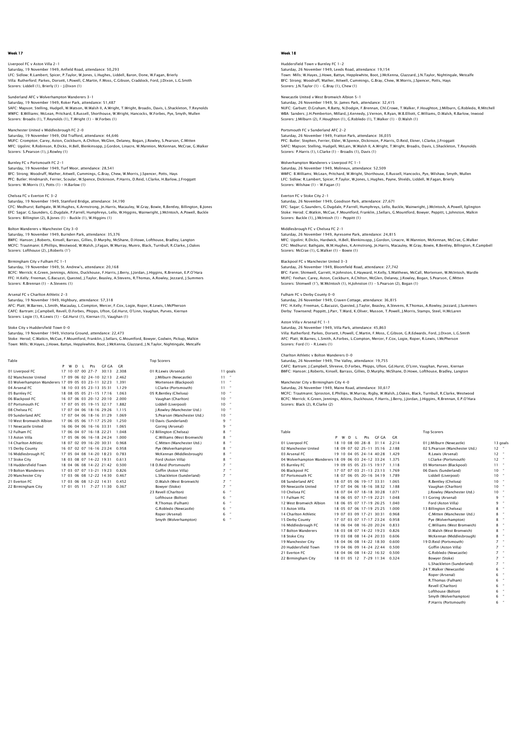## Week 17

Liverpool FC v Aston Villa 2-1
Saturday, 19 November 1949, Anfield Road, attendance: 50,293
LFC: Sidlow; R.Lambert, Spicer, P.Taylor, W.Jones, L.Hughes, Liddell, Baron, Done, W.Fagan, Brierly
Villa: Rutherford; Parkes, Dorsett, I.Powell, C.Martin, F.Moss, C.Gibson, Craddock, Ford, J.Dixon, L.G.Smith
Scorers: Liddell (1), Brierly (1) – J.Dixon (1)

Sunderland AFC v Wolverhampton Wanderers 3-1
Saturday, 19 November 1949, Roker Park, attendance: 51,487
SAFC: Mapson; Stelling, Hudgell, W.Watson, W.Walsh II, A.Wright, T.Wright, Broadis, Davis, L.Shackleton, T.Reynolds
WWFC: B.Williams; McLean, Pritchard, E.Russell, Shorthouse, W.Wright, Hancocks, W.Forbes, Pye, Smyth, Mullen
Scorers: Broadis (1), T.Reynolds (1), T.Wright (1) – W.Forbes (1)

Manchester United v Middlesbrough FC 2-0
Saturday, 19 November 1949, Old Trafford, attendance: 44,646
MUFC: Crompton; Carey, Aston, Cockburn, A.Chilton, McGlen, Delaney, Bogan, J.Rowley, S.Pearson, C.Mitten
MFC: Ugolini; R.Robinson, R.Dicks, H.Bell, Blenkinsopp, J.Gordon, Linacre, W.Mannion, McKennan, McCrae, G.Walker
Scorers: S.Pearson (1), J.Rowley (1)

Burnley FC v Portsmouth FC 2-1
Saturday, 19 November 1949, Turf Moor, attendance: 28,541
BFC: Strong; Woodruff, Mather, Attwell, Cummings, G.Bray, Chew, W.Morris, J.Spencer, Potts, Hays
PFC: Butler; Hindmarsh, Ferrier, Scoular, W.Spence, Dickinson, P.Harris, D.Reid, I.Clarke, H.Barlow, J.Froggatt
Scorers: W.Morris (1), Potts (1) – H.Barlow (1)

Chelsea FC v Everton FC 3-2
Saturday, 19 November 1949, Stamford Bridge, attendance: 34,190
CFC: Medhurst; Bathgate, W.M.Hughes, K.Armstrong, Jn.Harris, Macauley, W.Gray, Bowie, R.Bentley, Billington, B.Jones
EFC: Sagar; G.Saunders, G.Dugdale, P.Farrell, Humphreys, Lello, W.Higgins, Wainwright, J.McIntosh, A.Powell, Buckle
Scorers: Billington (2), B.Jones (1) – Buckle (1), W.Higgins (1)

Bolton Wanderers v Manchester City 3-0
Saturday, 19 November 1949, Burnden Park, attendance: 35,376
BWFC: Hanson; J.Roberts, Kinsell, Barrass, Gillies, D.Murphy, McShane, D.Howe, Lofthouse, Bradley, Langton
MCFC: Trautmann; E.Phillips, Westwood, W.Walsh, J.Fagan, W.Murray, Munro, Black, Turnbull, R.Clarke, J.Oakes
Scorers: Lofthouse (2), J.Roberts (1')

Birmingham City v Fulham FC 1-1
Saturday, 19 November 1949, St. Andrew's, attendance: 20,168
BCFC: Merrick; K.Green, Jennings, Atkins, Duckhouse, F.Harris, J.Berry, J.Jordan, J.Higgins, R.Brennan, E.P.O'Hara
FFC: H.Kelly; Freeman, G.Bacuzzi, Quested, J.Taylor, Beasley, A.Stevens, R.Thomas, A.Rowley, Jezzard, J.Summers
Scorers: R.Brennan (1) – A.Stevens (1)

Arsenal FC v Charlton Athletic 2-3
Saturday, 19 November 1949, Highbury, attendance: 57,318
AFC: Platt; W.Barnes, L.Smith, Macaulay, L.Compton, Mercer, F.Cox, Logie, Roper, R.Lewis, I.McPherson
CAFC: Bartram; J.Campbell, Revell, D.Forbes, Phipps, Ufton, Gd.Hurst, O'Linn, Vaughan, Purves, Kiernan
Scorers: Logie (1), R.Lewis (1) – Gd.Hurst (1), Kiernan (1), Vaughan (1)

Stoke City v Huddersfield Town 0-0
Saturday, 19 November 1949, Victoria Ground, attendance: 22,473
Stoke: Herod; C.Watkin, McCue, F.Mountford, Franklin, J.Sellars, G.Mountford, Bowyer, Godwin, Pickup, Malkin
Town: Mills; W.Hayes, J.Howe, Battye, Hepplewhite, Boot, J.McKenna, Glazzard, J.N.Taylor, Nightingale, Metcalfe

Table

| | P | W | D | L | Pts | GF GA | GR |
|---|---|---|---|---|---|---|---|
| 01 Liverpool FC | 17 | 10 | 07 | 00 | 27-7 | 30:13 | 2.308 |
| 02 Manchester United | 17 | 09 | 06 | 02 | 24-10 | 32:13 | 2.462 |
| 03 Wolverhampton Wanderers | 17 | 09 | 05 | 03 | 23-11 | 32:23 | 1.391 |
| 04 Arsenal FC | 18 | 10 | 03 | 05 | 23-13 | 35:31 | 1.129 |
| 05 Burnley FC | 18 | 08 | 05 | 05 | 21-15 | 17:16 | 1.063 |
| 06 Blackpool FC | 16 | 07 | 06 | 03 | 20-12 | 20:10 | 2.000 |
| 07 Portsmouth FC | 17 | 07 | 05 | 05 | 19-15 | 32:17 | 1.882 |
| 08 Chelsea FC | 17 | 07 | 04 | 06 | 18-16 | 29:26 | 1.115 |
| 09 Sunderland AFC | 17 | 07 | 04 | 06 | 18-16 | 31:29 | 1.069 |
| 10 West Bromwich Albion | 17 | 06 | 05 | 06 | 17-17 | 25:20 | 1.250 |
| 11 Newcastle United | 16 | 06 | 04 | 06 | 16-16 | 33:31 | 1.065 |
| 12 Fulham FC | 17 | 06 | 04 | 07 | 16-18 | 22:21 | 1.048 |
| 13 Aston Villa | 17 | 05 | 06 | 06 | 16-18 | 24:24 | 1.000 |
| 14 Charlton Athletic | 18 | 07 | 02 | 09 | 16-20 | 30:31 | 0.968 |
| 15 Derby County | 16 | 07 | 02 | 07 | 16-16 | 23:24 | 0.958 |
| 16 Middlesbrough FC | 17 | 05 | 04 | 08 | 14-20 | 18:23 | 0.783 |
| 17 Stoke City | 18 | 03 | 08 | 07 | 14-22 | 19:31 | 0.613 |
| 18 Huddersfield Town | 18 | 04 | 06 | 08 | 14-22 | 21:42 | 0.500 |
| 19 Bolton Wanderers | 17 | 03 | 07 | 07 | 13-21 | 19:23 | 0.826 |
| 20 Manchester City | 17 | 03 | 06 | 08 | 12-22 | 14:30 | 0.467 |
| 21 Everton FC | 17 | 03 | 06 | 08 | 12-22 | 14:31 | 0.452 |
| 22 Birmingham City | 17 | 01 | 05 | 11 | 7-27 | 11:30 | 0.367 |

Top Scorers

| Player | Goals |
|---|---|
| 01 R.Lewis (Arsenal) | 11 goals |
| J.Milburn (Newcastle) | 11 " |
| Mortensen (Blackpool) | 11 " |
| I.Clarke (Portsmouth) | 11 " |
| 05 R.Bentley (Chelsea) | 10 " |
| Vaughan (Charlton) | 10 " |
| Liddell (Liverpool) | 10 " |
| J.Rowley (Manchester Utd.) | 10 " |
| S.Pearson (Manchester Utd.) | 10 " |
| 10 Davis (Sunderland) | 9 " |
| Goring (Arsenal) | 9 " |
| 12 Billington (Chelsea) | 8 " |
| C.Williams (West Bromwich) | 8 " |
| C.Mitten (Manchester Utd.) | 8 " |
| Pye (Wolverhampton) | 8 " |
| McKennan (Middlesbrough) | 8 " |
| Ford (Aston Villa) | 8 " |
| 18 D.Reid (Portsmouth) | 7 " |
| Goffin (Aston Villa) | 7 " |
| L.Shackleton (Sunderland) | 7 " |
| D.Walsh (West Bromwich) | 7 " |
| Bowyer (Stoke) | 7 " |
| 23 Revell (Charlton) | 6 " |
| Lofthouse (Bolton) | 6 " |
| R.Thomas (Fulham) | 6 " |
| G.Robledo (Newcastle) | 6 " |
| Roper (Arsenal) | 6 " |
| Smyth (Wolverhampton) | 6 " |

## Week 18

Huddersfield Town v Burnley FC 1-2
Saturday, 26 November 1949, Leeds Road, attendance: 19,154
Town: Mills; W.Hayes, J.Howe, Battye, Hepplewhite, Boot, J.McKenna, Glazzard, J.N.Taylor, Nightingale, Metcalfe
BFC: Strong; Woodruff, Mather, Attwell, Cummings, G.Bray, Chew, W.Morris, J.Spencer, Potts, Hays
Scorers: J.N.Taylor (1) – G.Bray (1), Chew (1)

Newcastle United v West Bromwich Albion 5-1
Saturday, 26 November 1949, St. James Park, attendance: 32,415
NUFC: Garbutt; D.Graham, R.Batty, N.Dodgin, F.Brennan, Chl.Crowe, T.Walker, F.Houghton, J.Milburn, G.Robledo, R.Mitchell
WBA: Sanders; J.H.Pemberton, Millard, J.Kennedy, J.Vernon, R.Ryan, W.B.Elliott, C.Williams, D.Walsh, R.Barlow, Inwood
Scorers: J.Milburn (2), F.Houghton (1), G.Robledo (1), T.Walker (1) – D.Walsh (1)

Portsmouth FC v Sunderland AFC 2-2
Saturday, 26 November 1949, Fratton Park, attendance: 36,035
PFC: Butler; Stephen, Ferrier, Elder, W.Spence, Dickinson, P.Harris, D.Reid, Ekner, I.Clarke, J.Froggatt
SAFC: Mapson; Stelling, Hudgell, McLain, W.Walsh II, A.Wright, T.Wright, Broadis, Davis, L.Shackleton, T.Reynolds
Scorers: P.Harris (1), I.Clarke (1) – Broadis (1), Davis (1)

Wolverhampton Wanderers v Liverpool FC 1-1
Saturday, 26 November 1949, Molineux, attendance: 52,509
WWFC: B.Williams; McLean, Pritchard, W.Wright, Shorthouse, E.Russell, Hancocks, Pye, Wilshaw, Smyth, Mullen
LFC: Sidlow; R.Lambert, Spicer, P.Taylor, W.Jones, L.Hughes, Payne, Shields, Liddell, W.Fagan, Brierly
Scorers: Wilshaw (1) – W.Fagan (1)

Everton FC v Stoke City 2-1
Saturday, 26 November 1949, Goodison Park, attendance: 27,671
EFC: Sagar; G.Saunders, G.Dugdale, P.Farrell, Humphreys, Lello, Buckle, Wainwright, J.McIntosh, A.Powell, Eglington
Stoke: Herod; C.Watkin, McCue, F.Mountford, Franklin, J.Sellars, G.Mountford, Bowyer, Peppitt, L.Johnston, Malkin
Scorers: Buckle (1), J.McIntosh (1) – Peppitt (1)

Middlesbrough FC v Chelsea FC 2-1
Saturday, 26 November 1949, Ayresome Park, attendance: 24,815
MFC: Ugolini; R.Dicks, Hardwick, H.Bell, Blenkinsopp, J.Gordon, Linacre, W.Mannion, McKennan, McCrae, G.Walker
CFC: Medhurst; Bathgate, W.M.Hughes, K.Armstrong, Jn.Harris, Macauley, W.Gray, Bowie, R.Bentley, Billington, R.Campbell
Scorers: McCrae (1), G.Walker (1) – Bowie (1)

Blackpool FC v Manchester United 3-3
Saturday, 26 November 1949, Bloomfield Road, attendance: 27,742
BFC: Farm; Shimwell, Garrett, H.Johnston, E.Hayward, H.Kelly, S.Matthews, McCall, Mortensen, W.McIntosh, Wardle
MUFC: Feehan; Carey, Aston, Cockburn, A.Chilton, McGlen, Delaney, J.Rowley, Bogan, S.Pearson, C.Mitten
Scorers: Shimwell (1'), W.McIntosh (1), H.Johnston (1) – S.Pearson (2), Bogan (1)

Fulham FC v Derby County 0-0
Saturday, 26 November 1949, Craven Cottage, attendance: 36,815
FFC: H.Kelly; Freeman, G.Bacuzzi, Quested, J.Taylor, Beasley, A.Stevens, R.Thomas, A.Rowley, Jezzard, J.Summers
Derby: Townsend; Poppitt, J.Parr, T.Ward, K.Oliver, Musson, T.Powell, J.Morris, Stamps, Steel, H.McLaren

Aston Villa v Arsenal FC 1-1
Saturday, 26 November 1949, Villa Park, attendance: 45,863
Villa: Rutherford; Parkes, Dorsett, I.Powell, C.Martin, F.Moss, C.Gibson, G.R.Edwards, Ford, J.Dixon, L.G.Smith
AFC: Platt; W.Barnes, L.Smith, A.Forbes, L.Compton, Mercer, F.Cox, Logie, Roper, R.Lewis, I.McPherson
Scorers: Ford (1) – R.Lewis (1)

Charlton Athletic v Bolton Wanderers 0-0
Saturday, 26 November 1949, The Valley, attendance: 19,755
CAFC: Bartram; J.Campbell, Shreeve, D.Forbes, Phipps, Ufton, Gd.Hurst, O'Linn, Vaughan, Purves, Kiernan
BWFC: Hanson; J.Roberts, Kinsell, Barrass, Gillies, D.Murphy, McShane, D.Howe, Lofthouse, Bradley, Langton

Manchester City v Birmingham City 4-0
Saturday, 26 November 1949, Maine Road, attendance: 30,617
MCFC: Trautmann; Sproston, E.Phillips, W.Murray, Rigby, W.Walsh, J.Oakes, Black, Turnbull, R.Clarke, Westwood
BCFC: Merrick; K.Green, Jennings, Atkins, Duckhouse, F.Harris, J.Berry, J.Jordan, J.Higgins, R.Brennan, E.P.O'Hara
Scorers: Black (2), R.Clarke (2)

Table

| | P | W | D | L | Pts | GF GA | GR |
|---|---|---|---|---|---|---|---|
| 01 Liverpool FC | 18 | 10 | 08 | 00 | 28-8 | 31:14 | 2.214 |
| 02 Manchester United | 18 | 09 | 07 | 02 | 25-11 | 35:16 | 2.188 |
| 03 Arsenal FC | 19 | 10 | 04 | 05 | 24-14 | 40:28 | 1.429 |
| 04 Wolverhampton Wanderers | 18 | 09 | 06 | 03 | 24-12 | 33:24 | 1.375 |
| 05 Burnley FC | 19 | 09 | 05 | 05 | 23-15 | 19:17 | 1.118 |
| 06 Blackpool FC | 17 | 07 | 07 | 03 | 21-13 | 23:13 | 1.769 |
| 07 Portsmouth FC | 18 | 07 | 06 | 05 | 20-16 | 34:19 | 1.789 |
| 08 Sunderland AFC | 18 | 07 | 05 | 06 | 19-17 | 33:31 | 1.065 |
| 09 Newcastle United | 17 | 07 | 04 | 06 | 18-16 | 38:32 | 1.188 |
| 10 Chelsea FC | 18 | 07 | 04 | 07 | 18-18 | 30:28 | 1.071 |
| 11 Fulham FC | 18 | 06 | 05 | 07 | 17-19 | 22:21 | 1.048 |
| 12 West Bromwich Albion | 18 | 06 | 05 | 07 | 17-19 | 26:25 | 1.040 |
| 13 Aston Villa | 18 | 05 | 07 | 06 | 17-19 | 25:25 | 1.000 |
| 14 Charlton Athletic | 19 | 07 | 03 | 09 | 17-21 | 30:31 | 0.968 |
| 15 Derby County | 17 | 07 | 03 | 07 | 17-17 | 23:24 | 0.958 |
| 16 Middlesbrough FC | 18 | 06 | 04 | 08 | 16-20 | 20:24 | 0.833 |
| 17 Bolton Wanderers | 18 | 03 | 08 | 07 | 14-22 | 19:23 | 0.826 |
| 18 Stoke City | 19 | 03 | 08 | 08 | 14-24 | 20:33 | 0.606 |
| 19 Manchester City | 18 | 04 | 06 | 08 | 14-22 | 18:30 | 0.600 |
| 20 Huddersfield Town | 19 | 04 | 06 | 09 | 14-24 | 22:44 | 0.500 |
| 21 Everton FC | 18 | 04 | 06 | 08 | 14-22 | 16:32 | 0.500 |
| 22 Birmingham City | 18 | 01 | 05 | 12 | 7-29 | 11:34 | 0.324 |

Top Scorers

| Player | Goals |
|---|---|
| 01 J.Milburn (Newcastle) | 13 goals |
| 02 S.Pearson (Manchester Utd.) | 12 " |
| R.Lewis (Arsenal) | 12 " |
| I.Clarke (Portsmouth) | 12 " |
| 05 Mortensen (Blackpool) | 11 " |
| 06 Davis (Sunderland) | 10 " |
| Liddell (Liverpool) | 10 " |
| R.Bentley (Chelsea) | 10 " |
| Vaughan (Charlton) | 10 " |
| J.Rowley (Manchester Utd.) | 10 " |
| 11 Goring (Arsenal) | 9 " |
| Ford (Aston Villa) | 9 " |
| 13 Billington (Chelsea) | 8 " |
| C.Mitten (Manchester Utd.) | 8 " |
| Pye (Wolverhampton) | 8 " |
| C.Williams (West Bromwich) | 8 " |
| D.Walsh (West Bromwich) | 8 " |
| McKennan (Middlesbrough) | 8 " |
| 19 D.Reid (Portsmouth) | 7 " |
| Goffin (Aston Villa) | 7 " |
| G.Robledo (Newcastle) | 7 " |
| Bowyer (Stoke) | 7 " |
| L.Shackleton (Sunderland) | 7 " |
| 24 T.Walker (Newcastle) | 6 " |
| Roper (Arsenal) | 6 " |
| R.Thomas (Fulham) | 6 " |
| Revell (Charlton) | 6 " |
| Lofthouse (Bolton) | 6 " |
| Smyth (Wolverhampton) | 6 " |
| P.Harris (Portsmouth) | 6 " |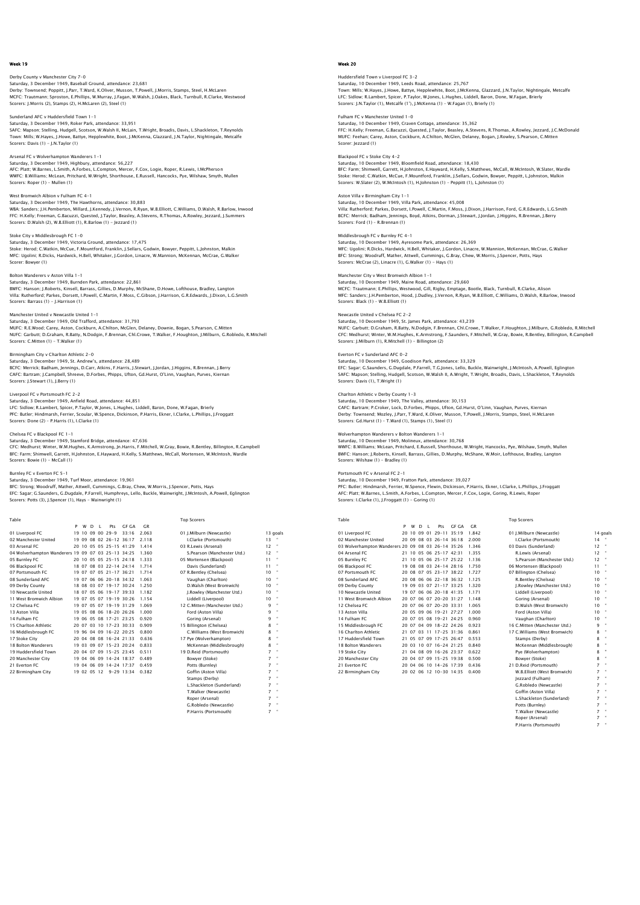## Week 19

Derby County v Manchester City 7–0
Saturday, 3 December 1949, Baseball Ground, attendance: 23,681
Derby: Townsend; Poppitt, J.Parr, T.Ward, K.Oliver, Musson, T.Powell, J.Morris, Stamps, Steel, H.McLaren
MCFC: Trautmann; Sproston, E.Phillips, W.Murray, J.Fagan, W.Walsh, J.Oakes, Black, Turnbull, R.Clarke, Westwood
Scorers: J.Morris (2), Stamps (2), H.McLaren (2), Steel (1)

Sunderland AFC v Huddersfield Town 1–1
Saturday, 3 December 1949, Roker Park, attendance: 33,951
SAFC: Mapson; Stelling, Hudgell, Scotson, W.Walsh II, McLain, T.Wright, Broadis, Davis, L.Shackleton, T.Reynolds
Town: Mills; W.Hayes, J.Howe, Battye, Hepplewhite, Boot, J.McKenna, Glazzard, J.N.Taylor, Nightingale, Metcalfe
Scorers: Davis (1) – J.N.Taylor (1)

Arsenal FC v Wolverhampton Wanderers 1–1
Saturday, 3 December 1949, Highbury, attendance: 56,227
AFC: Platt; W.Barnes, L.Smith, A.Forbes, L.Compton, Mercer, F.Cox, Logie, Roper, R.Lewis, I.McPherson
WWFC: B.Williams; McLean, Pritchard, W.Wright, Shorthouse, E.Russell, Hancocks, Pye, Wilshaw, Smyth, Mullen
Scorers: Roper (1) – Mullen (1)

West Bromwich Albion v Fulham FC 4–1
Saturday, 3 December 1949, The Hawthorns, attendance: 30,883
WBA: Sanders; J.H.Pemberton, Millard, J.Kennedy, J.Vernon, R.Ryan, W.B.Elliott, C.Williams, D.Walsh, R.Barlow, Inwood
FFC: H.Kelly; Freeman, G.Bacuzzi, Quested, J.Taylor, Beasley, A.Stevens, R.Thomas, A.Rowley, Jezzard, J.Summers
Scorers: D.Walsh (2), W.B.Elliott (1), R.Barlow (1) – Jezzard (1)

Stoke City v Middlesbrough FC 1–0
Saturday, 3 December 1949, Victoria Ground, attendance: 17,475
Stoke: Herod; C.Watkin, McCue, F.Mountford, Franklin, J.Sellars, Godwin, Bowyer, Peppitt, L.Johnston, Malkin
MFC: Ugolini; R.Dicks, Hardwick, H.Bell, Whitaker, J.Gordon, Linacre, W.Mannion, McKennan, McCrae, G.Walker
Scorer: Bowyer (1)

Bolton Wanderers v Aston Villa 1–1
Saturday, 3 December 1949, Burnden Park, attendance: 22,861
BWFC: Hanson; J.Roberts, Kinsell, Barrass, Gillies, D.Murphy, McShane, D.Howe, Lofthouse, Bradley, Langton
Villa: Rutherford; Parkes, Dorsett, I.Powell, C.Martin, F.Moss, C.Gibson, J.Harrison, G.R.Edwards, J.Dixon, L.G.Smith
Scorers: Barrass (1) – J.Harrison (1)

Manchester United v Newcastle United 1–1
Saturday, 3 December 1949, Old Trafford, attendance: 31,793
MUFC: R.E.Wood; Carey, Aston, Cockburn, A.Chilton, McGlen, Delaney, Downie, Bogan, S.Pearson, C.Mitten
NUFC: Garbutt; D.Graham, R.Batty, N.Dodgin, F.Brennan, Chl.Crowe, T.Walker, F.Houghton, J.Milburn, G.Robledo, R.Mitchell
Scorers: C.Mitten (1) – T.Walker (1)

Birmingham City v Charlton Athletic 2–0
Saturday, 3 December 1949, St. Andrew's, attendance: 28,489
BCFC: Merrick; Badham, Jennings, D.Carr, Atkins, F.Harris, J.Stewart, J.Jordan, J.Higgins, R.Brennan, J.Berry
CAFC: Bartram; J.Campbell, Shreeve, D.Forbes, Phipps, Ufton, Gd.Hurst, O'Linn, Vaughan, Purves, Kiernan
Scorers: J.Stewart (1), J.Berry (1)

Liverpool FC v Portsmouth FC 2–2
Saturday, 3 December 1949, Anfield Road, attendance: 44,851
LFC: Sidlow; R.Lambert, Spicer, P.Taylor, W.Jones, L.Hughes, Liddell, Baron, Done, W.Fagan, Brierly
PFC: Butler; Hindmarsh, Ferrier, Scoular, W.Spence, Dickinson, P.Harris, Ekner, I.Clarke, L.Phillips, J.Froggatt
Scorers: Done (2) – P.Harris (1), I.Clarke (1)

Chelsea FC v Blackpool FC 1–1
Saturday, 3 December 1949, Stamford Bridge, attendance: 47,636
CFC: Medhurst; Winter, W.M.Hughes, K.Armstrong, Jn.Harris, F.Mitchell, W.Gray, Bowie, R.Bentley, Billington, R.Campbell
BFC: Farm; Shimwell, Garrett, H.Johnston, E.Hayward, H.Kelly, S.Matthews, McCall, Mortensen, W.McIntosh, Wardle
Scorers: Bowie (1) – McCall (1)

Burnley FC v Everton FC 5–1
Saturday, 3 December 1949, Turf Moor, attendance: 19,961
BFC: Strong; Woodruff, Mather, Attwell, Cummings, G.Bray, Chew, W.Morris, J.Spencer, Potts, Hays
EFC: Sagar; G.Saunders, G.Dugdale, P.Farrell, Humphreys, Lello, Buckle, Wainwright, J.McIntosh, A.Powell, Eglington
Scorers: Potts (3), J.Spencer (1), Hays – Wainwright (1)

Table

| | P | W | D | L | Pts | GF GA | GR |
|---|---|---|---|---|---|---|---|
| 01 Liverpool FC | 19 | 10 | 09 | 00 | 29–9 | 33:16 | 2.063 |
| 02 Manchester United | 19 | 09 | 08 | 02 | 26–12 | 36:17 | 2.118 |
| 03 Arsenal FC | 20 | 10 | 05 | 05 | 25–15 | 41:29 | 1.414 |
| 04 Wolverhampton Wanderers | 19 | 09 | 07 | 03 | 25–13 | 34:25 | 1.360 |
| 05 Burnley FC | 20 | 10 | 05 | 05 | 25–15 | 24:18 | 1.333 |
| 06 Blackpool FC | 18 | 07 | 08 | 03 | 22–14 | 24:14 | 1.714 |
| 07 Portsmouth FC | 19 | 07 | 07 | 05 | 21–17 | 36:21 | 1.714 |
| 08 Sunderland AFC | 19 | 07 | 06 | 06 | 20–18 | 34:32 | 1.063 |
| 09 Derby County | 18 | 08 | 03 | 07 | 19–17 | 30:24 | 1.250 |
| 10 Newcastle United | 18 | 07 | 05 | 06 | 19–17 | 39:33 | 1.182 |
| 11 West Bromwich Albion | 19 | 07 | 05 | 07 | 19–19 | 30:26 | 1.154 |
| 12 Chelsea FC | 19 | 07 | 05 | 07 | 19–19 | 31:29 | 1.069 |
| 13 Aston Villa | 19 | 05 | 08 | 06 | 18–20 | 26:26 | 1.000 |
| 14 Fulham FC | 19 | 06 | 05 | 08 | 17–21 | 23:25 | 0.920 |
| 15 Charlton Athletic | 20 | 07 | 03 | 10 | 17–23 | 30:33 | 0.909 |
| 16 Middlesbrough FC | 19 | 96 | 04 | 09 | 16–22 | 20:25 | 0.800 |
| 17 Stoke City | 20 | 04 | 08 | 08 | 16–24 | 21:33 | 0.636 |
| 18 Bolton Wanderers | 19 | 03 | 09 | 07 | 15–23 | 20:24 | 0.833 |
| 19 Huddersfield Town | 20 | 04 | 07 | 09 | 15–25 | 23:45 | 0.511 |
| 20 Manchester City | 19 | 04 | 06 | 09 | 14–24 | 18:37 | 0.489 |
| 21 Everton FC | 19 | 04 | 06 | 09 | 14–24 | 17:37 | 0.459 |
| 22 Birmingham City | 19 | 02 | 05 | 12 | 9–29 | 13:34 | 0.382 |

Top Scorers

| | | |
|---|---|---|
| 01 J.Milburn (Newcastle) | 13 goals | |
| I.Clarke (Portsmouth) | 13 | " |
| 03 R.Lewis (Arsenal) | 12 | " |
| S.Pearson (Manchester Utd.) | 12 | " |
| 05 Mortensen (Blackpool) | 11 | " |
| Davis (Sunderland) | 11 | " |
| 07 R.Bentley (Chelsea) | 10 | " |
| Vaughan (Charlton) | 10 | " |
| D.Walsh (West Bromwich) | 10 | " |
| J.Rowley (Manchester Utd.) | 10 | " |
| Liddell (Liverpool) | 10 | " |
| 12 C.Mitten (Manchester Utd.) | 9 | " |
| Ford (Aston Villa) | 9 | " |
| Goring (Arsenal) | 9 | " |
| 15 Billington (Chelsea) | 8 | " |
| C.Williams (West Bromwich) | 8 | " |
| 17 Pye (Wolverhampton) | 8 | " |
| McKennan (Middlesbrough) | 8 | " |
| 19 D.Reid (Portsmouth) | 7 | " |
| Bowyer (Stoke) | 7 | " |
| Potts (Burnley) | 7 | " |
| Goffin (Aston Villa) | 7 | " |
| Stamps (Derby) | 7 | " |
| L.Shackleton (Sunderland) | 7 | " |
| T.Walker (Newcastle) | 7 | " |
| Roper (Arsenal) | 7 | " |
| G.Robledo (Newcastle) | 7 | " |
| P.Harris (Portsmouth) | 7 | " |

## Week 20

Huddersfield Town v Liverpool FC 3–2
Saturday, 10 December 1949, Leeds Road, attendance: 25,767
Town: Mills; W.Hayes, J.Howe, Battye, Hepplewhite, Boot, J.McKenna, Glazzard, J.N.Taylor, Nightingale, Metcalfe
LFC: Sidlow; R.Lambert, Spicer, P.Taylor, W.Jones, L.Hughes, Liddell, Baron, Done, W.Fagan, Brierly
Scorers: J.N.Taylor (1), Metcalfe (1'), J.McKenna (1) – W.Fagan (1), Brierly (1)

Fulham FC v Manchester United 1–0
Saturday, 10 December 1949, Craven Cottage, attendance: 35,362
FFC: H.Kelly; Freeman, G.Bacuzzi, Quested, J.Taylor, Beasley, A.Stevens, R.Thomas, A.Rowley, Jezzard, J.C.McDonald
MUFC: Feehan; Carey, Aston, Cockburn, A.Chilton, McGlen, Delaney, Bogan, J.Rowley, S.Pearson, C.Mitten
Scorer: Jezzard (1)

Blackpool FC v Stoke City 4–2
Saturday, 10 December 1949, Bloomfield Road, attendance: 18,430
BFC: Farm; Shimwell, Garrett, H.Johnston, E.Hayward, H.Kelly, S.Matthews, McCall, W.McIntosh, W.Slater, Wardle
Stoke: Herod; C.Watkin, McCue, F.Mountford, Franklin, J.Sellars, Godwin, Bowyer, Peppitt, L.Johnston, Malkin
Scorers: W.Slater (2), W.McIntosh (1), H.Johnston (1) – Peppitt (1), L.Johnston (1)

Aston Villa v Birmingham City 1–1
Saturday, 10 December 1949, Villa Park, attendance: 45,008
Villa: Rutherford; Parkes, Dorsett, I.Powell, C.Martin, F.Moss, J.Dixon, J.Harrison, Ford, G.R.Edwards, L.G.Smith
BCFC: Merrick; Badham, Jennings, Boyd, Atkins, Dorman, J.Stewart, J.Jordan, J.Higgins, R.Brennan, J.Berry
Scorers: Ford (1) – R.Brennan (1)

Middlesbrough FC v Burnley FC 4–1
Saturday, 10 December 1949, Ayresome Park, attendance: 26,369
MFC: Ugolini; R.Dicks, Hardwick, H.Bell, Whitaker, J.Gordon, Linacre, W.Mannion, McKennan, McCrae, G.Walker
BFC: Strong; Woodruff, Mather, Attwell, Cummings, G.Bray, Chew, W.Morris, J.Spencer, Potts, Hays
Scorers: McCrae (2), Linacre (1), G.Walker (1) – Hays (1)

Manchester City v West Bromwich Albion 1–1
Saturday, 10 December 1949, Maine Road, attendance: 29,660
MCFC: Trautmann; E.Phillips, Westwood, Gill, Rigby, Emptage, Bootle, Black, Turnbull, R.Clarke, Alison
MFC: Sanders; J.H.Pemberton, Hood, J.Dudley, J.Vernon, R.Ryan, W.B.Elliott, C.Williams, D.Walsh, R.Barlow, Inwood
Scorers: Black (1) – W.B.Elliott (1)

Newcastle United v Chelsea FC 2–2
Saturday, 10 December 1949, St. James Park, attendance: 43,239
NUFC: Garbutt; D.Graham, R.Batty, N.Dodgin, F.Brennan, Chl.Crowe, T.Walker, F.Houghton, J.Milburn, G.Robledo, R.Mitchell
CFC: Medhurst; Winter, W.M.Hughes, K.Armstrong, F.Saunders, F.Mitchell, W.Gray, Bowie, R.Bentley, Billington, R.Campbell
Scorers: J.Milburn (1), R.Mitchell (1) – Billington (2)

Everton FC v Sunderland AFC 0–2
Saturday, 10 December 1949, Goodison Park, attendance: 33,329
EFC: Sagar; G.Saunders, G.Dugdale, P.Farrell, T.G.Jones, Lello, Buckle, Wainwright, J.McIntosh, A.Powell, Eglington
SAFC: Mapson; Stelling, Hudgell, Scotson, W.Walsh II, A.Wright, T.Wright, Broadis, Davis, L.Shackleton, T.Reynolds
Scorers: Davis (1), T.Wright (1)

Charlton Athletic v Derby County 1–3
Saturday, 10 December 1949, The Valley, attendance: 30,153
CAFC: Bartram; P.Croker, Lock, D.Forbes, Phipps, Ufton, Gd.Hurst, O'Linn, Vaughan, Purves, Kiernan
Derby: Townsend; Mozley, J.Parr, T.Ward, K.Oliver, Musson, T.Powell, J.Morris, Stamps, Steel, H.McLaren
Scorers: Gd.Hurst (1) – T.Ward (1), Stamps (1), Steel (1)

Wolverhampton Wanderers v Bolton Wanderers 1–1
Saturday, 10 December 1949, Molineux, attendance: 30,768
WWFC: B.Williams; McLean, Pritchard, E.Russell, Shorthouse, W.Wright, Hancocks, Pye, Wilshaw, Smyth, Mullen
BWFC: Hanson; J.Roberts, Kinsell, Barrass, Gillies, D.Murphy, McShane, W.Moir, Lofthouse, Bradley, Langton
Scorers: Wilshaw (1) – Bradley (1)

Portsmouth FC v Arsenal FC 2–1
Saturday, 10 December 1949, Fratton Park, attendance: 39,027
PFC: Butler; Hindmarsh, Ferrier, W.Spence, Flewin, Dickinson, P.Harris, Ekner, I.Clarke, L.Phillips, J.Froggatt
AFC: Platt; W.Barnes, L.Smith, A.Forbes, L.Compton, Mercer, F.Cox, Logie, Goring, R.Lewis, Roper
Scorers: I.Clarke (1), J.Froggatt (1) – Goring (1)

Table

| | P | W | D | L | Pts | GF GA | GR |
|---|---|---|---|---|---|---|---|
| 01 Liverpool FC | 20 | 10 | 09 | 01 | 29–11 | 35:19 | 1.842 |
| 02 Manchester United | 20 | 09 | 08 | 03 | 26–14 | 36:18 | 2.000 |
| 03 Wolverhampton Wanderers | 20 | 09 | 08 | 03 | 26–14 | 35:26 | 1.346 |
| 04 Arsenal FC | 21 | 10 | 05 | 06 | 25–17 | 42:31 | 1.355 |
| 05 Burnley FC | 21 | 10 | 05 | 06 | 25–17 | 25:22 | 1.136 |
| 06 Blackpool FC | 19 | 08 | 08 | 03 | 24–14 | 28:16 | 1.750 |
| 07 Portsmouth FC | 20 | 08 | 07 | 05 | 23–17 | 38:22 | 1.727 |
| 08 Sunderland AFC | 20 | 08 | 06 | 06 | 22–18 | 36:32 | 1.125 |
| 09 Derby County | 19 | 09 | 03 | 07 | 21–17 | 33:25 | 1.320 |
| 10 Newcastle United | 19 | 07 | 06 | 06 | 20–18 | 41:35 | 1.171 |
| 11 West Bromwich Albion | 20 | 07 | 06 | 07 | 20–20 | 31:27 | 1.148 |
| 12 Chelsea FC | 20 | 07 | 06 | 07 | 20–20 | 33:31 | 1.065 |
| 13 Aston Villa | 20 | 05 | 09 | 06 | 19–21 | 27:27 | 1.000 |
| 14 Fulham FC | 20 | 07 | 05 | 08 | 19–21 | 24:25 | 0.960 |
| 15 Middlesbrough FC | 20 | 07 | 04 | 09 | 18–22 | 24:26 | 0.923 |
| 16 Charlton Athletic | 21 | 07 | 03 | 11 | 17–25 | 31:36 | 0.861 |
| 17 Huddersfield Town | 21 | 05 | 07 | 09 | 17–25 | 26:47 | 0.553 |
| 18 Bolton Wanderers | 20 | 03 | 10 | 07 | 16–24 | 21:25 | 0.840 |
| 19 Stoke City | 21 | 04 | 08 | 09 | 16–26 | 23:37 | 0.622 |
| 20 Manchester City | 20 | 04 | 07 | 09 | 15–25 | 19:38 | 0.500 |
| 21 Everton FC | 20 | 04 | 06 | 10 | 14–26 | 17:39 | 0.436 |
| 22 Birmingham City | 20 | 02 | 06 | 12 | 10–30 | 14:35 | 0.400 |

Top Scorers

| | | |
|---|---|---|
| 01 J.Milburn (Newcastle) | 14 goals | |
| I.Clarke (Portsmouth) | 14 | " |
| 03 Davis (Sunderland) | 12 | " |
| R.Lewis (Arsenal) | 12 | " |
| S.Pearson (Manchester Utd.) | 12 | " |
| 06 Mortensen (Blackpool) | 11 | " |
| 07 Billington (Chelsea) | 10 | " |
| R.Bentley (Chelsea) | 10 | " |
| J.Rowley (Manchester Utd.) | 10 | " |
| Liddell (Liverpool) | 10 | " |
| Goring (Arsenal) | 10 | " |
| D.Walsh (West Bromwich) | 10 | " |
| Ford (Aston Villa) | 10 | " |
| Vaughan (Charlton) | 10 | " |
| 16 C.Mitten (Manchester Utd.) | 9 | " |
| 17 C.Williams (West Bromwich) | 8 | " |
| Stamps (Derby) | 8 | " |
| McKennan (Middlesbrough) | 8 | " |
| Pye (Wolverhampton) | 8 | " |
| Bowyer (Stoke) | 8 | " |
| 21 D.Reid (Portsmouth) | 7 | " |
| W.B.Elliott (West Bromwich) | 7 | " |
| Jezzard (Fulham) | 7 | " |
| G.Robledo (Newcastle) | 7 | " |
| Goffin (Aston Villa) | 7 | " |
| L.Shackleton (Sunderland) | 7 | " |
| Potts (Burnley) | 7 | " |
| T.Walker (Newcastle) | 7 | " |
| Roper (Arsenal) | 7 | " |
| P.Harris (Portsmouth) | 7 | " |